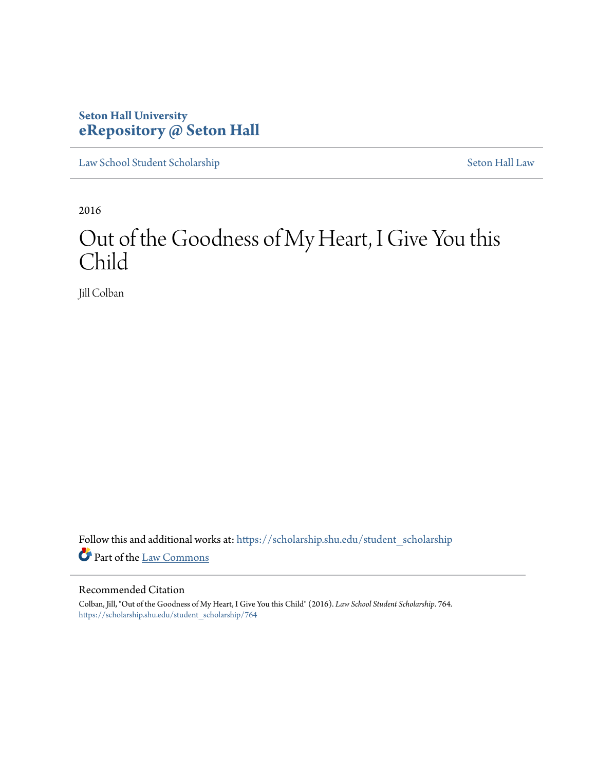**Seton Hall University**
**eRepository @ Seton Hall**

Law School Student Scholarship | Seton Hall Law

2016

# Out of the Goodness of My Heart, I Give You this Child

Jill Colban

Follow this and additional works at: https://scholarship.shu.edu/student_scholarship

Part of the Law Commons

## Recommended Citation

Colban, Jill, "Out of the Goodness of My Heart, I Give You this Child" (2016). *Law School Student Scholarship*. 764.
https://scholarship.shu.edu/student_scholarship/764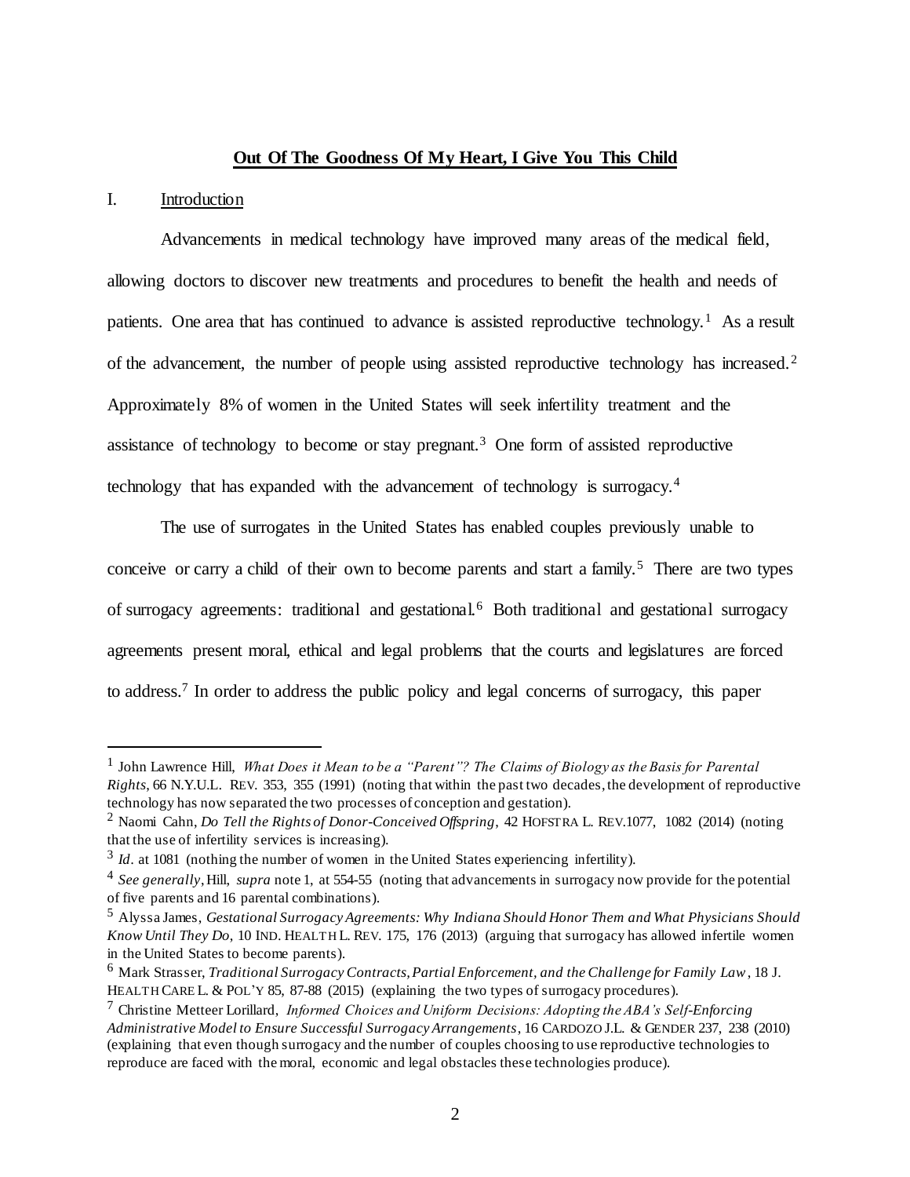**Out Of The Goodness Of My Heart, I Give You This Child**

## I. Introduction

Advancements in medical technology have improved many areas of the medical field, allowing doctors to discover new treatments and procedures to benefit the health and needs of patients. One area that has continued to advance is assisted reproductive technology.[1] As a result of the advancement, the number of people using assisted reproductive technology has increased.[2] Approximately 8% of women in the United States will seek infertility treatment and the assistance of technology to become or stay pregnant.[3] One form of assisted reproductive technology that has expanded with the advancement of technology is surrogacy.[4]

The use of surrogates in the United States has enabled couples previously unable to conceive or carry a child of their own to become parents and start a family.[5] There are two types of surrogacy agreements: traditional and gestational.[6] Both traditional and gestational surrogacy agreements present moral, ethical and legal problems that the courts and legislatures are forced to address.[7] In order to address the public policy and legal concerns of surrogacy, this paper

---

[1] John Lawrence Hill, *What Does it Mean to be a "Parent"? The Claims of Biology as the Basis for Parental Rights*, 66 N.Y.U.L. REV. 353, 355 (1991) (noting that within the past two decades, the development of reproductive technology has now separated the two processes of conception and gestation).

[2] Naomi Cahn, *Do Tell the Rights of Donor-Conceived Offspring*, 42 HOFSTRA L. REV.1077, 1082 (2014) (noting that the use of infertility services is increasing).

[3] *Id*. at 1081 (nothing the number of women in the United States experiencing infertility).

[4] *See generally*, Hill, *supra* note 1, at 554-55 (noting that advancements in surrogacy now provide for the potential of five parents and 16 parental combinations).

[5] Alyssa James, *Gestational Surrogacy Agreements: Why Indiana Should Honor Them and What Physicians Should Know Until They Do*, 10 IND. HEALTH L. REV. 175, 176 (2013) (arguing that surrogacy has allowed infertile women in the United States to become parents).

[6] Mark Strasser, *Traditional Surrogacy Contracts, Partial Enforcement, and the Challenge for Family Law*, 18 J. HEALTH CARE L. & POL'Y 85, 87-88 (2015) (explaining the two types of surrogacy procedures).

[7] Christine Metteer Lorillard, *Informed Choices and Uniform Decisions: Adopting the ABA's Self-Enforcing Administrative Model to Ensure Successful Surrogacy Arrangements*, 16 CARDOZO J.L. & GENDER 237, 238 (2010) (explaining that even though surrogacy and the number of couples choosing to use reproductive technologies to reproduce are faced with the moral, economic and legal obstacles these technologies produce).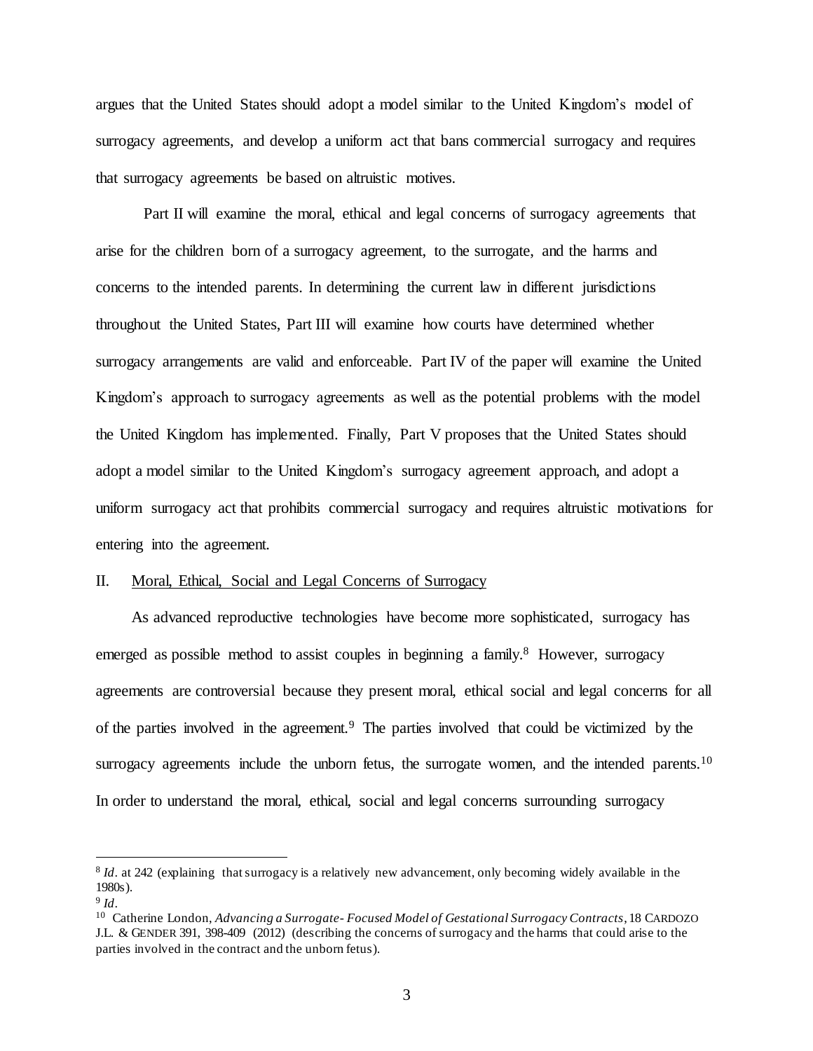argues that the United States should adopt a model similar to the United Kingdom's model of surrogacy agreements, and develop a uniform act that bans commercial surrogacy and requires that surrogacy agreements be based on altruistic motives.

Part II will examine the moral, ethical and legal concerns of surrogacy agreements that arise for the children born of a surrogacy agreement, to the surrogate, and the harms and concerns to the intended parents. In determining the current law in different jurisdictions throughout the United States, Part III will examine how courts have determined whether surrogacy arrangements are valid and enforceable. Part IV of the paper will examine the United Kingdom's approach to surrogacy agreements as well as the potential problems with the model the United Kingdom has implemented. Finally, Part V proposes that the United States should adopt a model similar to the United Kingdom's surrogacy agreement approach, and adopt a uniform surrogacy act that prohibits commercial surrogacy and requires altruistic motivations for entering into the agreement.

## II. Moral, Ethical, Social and Legal Concerns of Surrogacy

As advanced reproductive technologies have become more sophisticated, surrogacy has emerged as possible method to assist couples in beginning a family.[8] However, surrogacy agreements are controversial because they present moral, ethical social and legal concerns for all of the parties involved in the agreement.[9] The parties involved that could be victimized by the surrogacy agreements include the unborn fetus, the surrogate women, and the intended parents.[10] In order to understand the moral, ethical, social and legal concerns surrounding surrogacy

---

[8] *Id.* at 242 (explaining that surrogacy is a relatively new advancement, only becoming widely available in the 1980s).

[9] *Id.*

[10] Catherine London, *Advancing a Surrogate-Focused Model of Gestational Surrogacy Contracts*, 18 CARDOZO J.L. & GENDER 391, 398-409 (2012) (describing the concerns of surrogacy and the harms that could arise to the parties involved in the contract and the unborn fetus).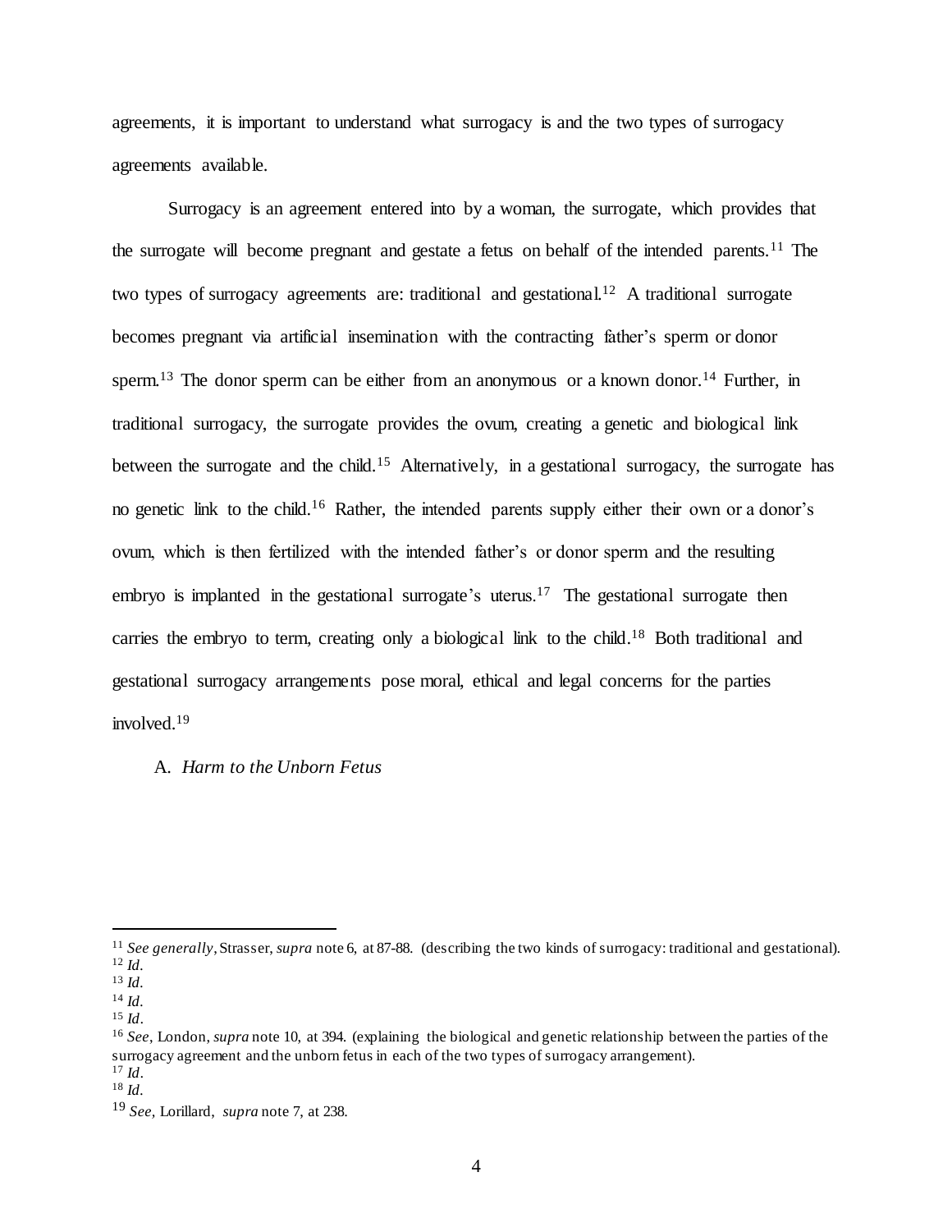agreements, it is important to understand what surrogacy is and the two types of surrogacy agreements available.

Surrogacy is an agreement entered into by a woman, the surrogate, which provides that the surrogate will become pregnant and gestate a fetus on behalf of the intended parents.[11] The two types of surrogacy agreements are: traditional and gestational.[12] A traditional surrogate becomes pregnant via artificial insemination with the contracting father's sperm or donor sperm.[13] The donor sperm can be either from an anonymous or a known donor.[14] Further, in traditional surrogacy, the surrogate provides the ovum, creating a genetic and biological link between the surrogate and the child.[15] Alternatively, in a gestational surrogacy, the surrogate has no genetic link to the child.[16] Rather, the intended parents supply either their own or a donor's ovum, which is then fertilized with the intended father's or donor sperm and the resulting embryo is implanted in the gestational surrogate's uterus.[17] The gestational surrogate then carries the embryo to term, creating only a biological link to the child.[18] Both traditional and gestational surrogacy arrangements pose moral, ethical and legal concerns for the parties involved.[19]

A. *Harm to the Unborn Fetus*

---

[11] *See generally*, Strasser, *supra* note 6, at 87-88. (describing the two kinds of surrogacy: traditional and gestational).
[12] *Id*.
[13] *Id*.
[14] *Id*.
[15] *Id*.
[16] *See*, London, *supra* note 10, at 394. (explaining the biological and genetic relationship between the parties of the surrogacy agreement and the unborn fetus in each of the two types of surrogacy arrangement).
[17] *Id*.
[18] *Id*.
[19] *See,* Lorillard, *supra* note 7, at 238.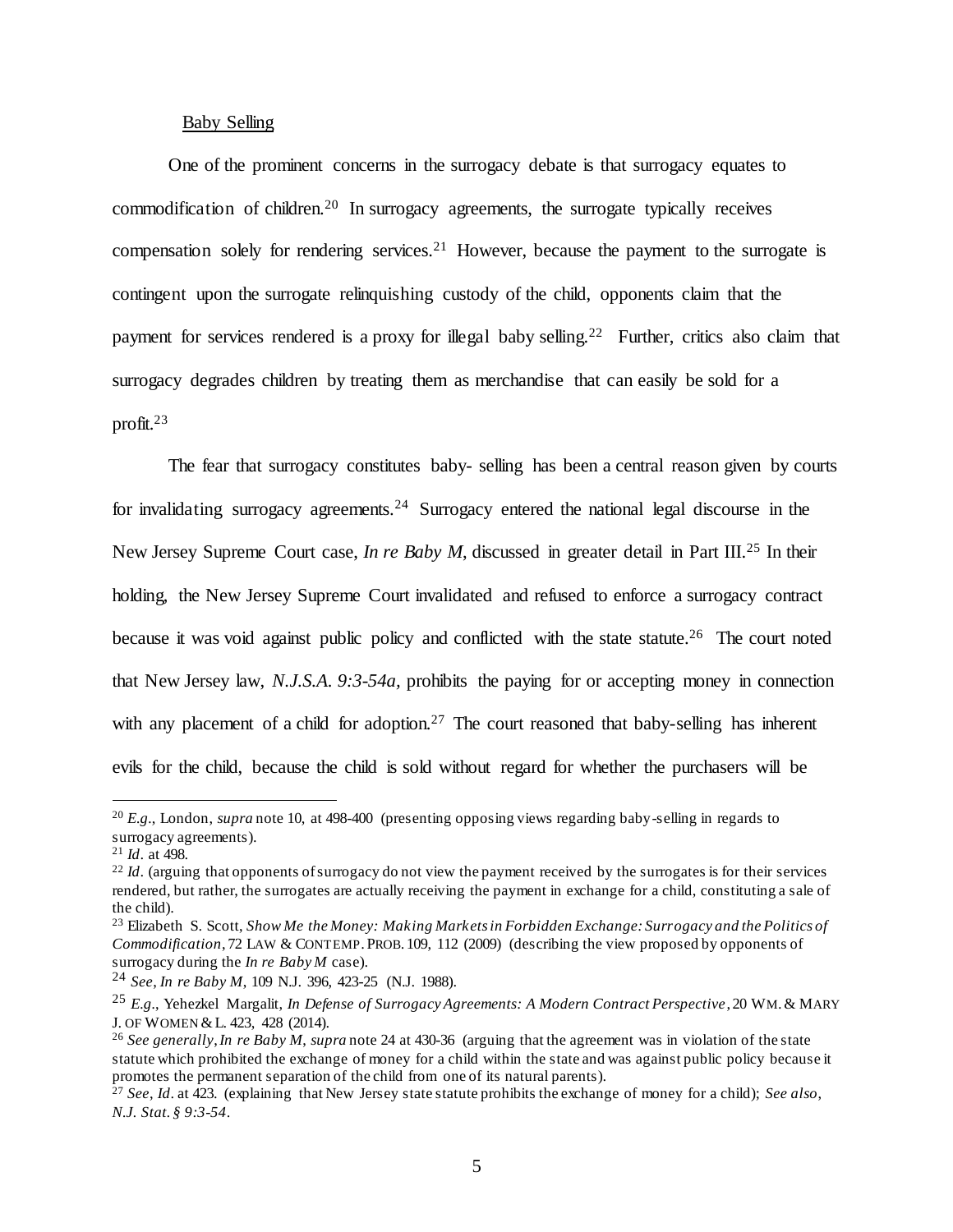Baby Selling

One of the prominent concerns in the surrogacy debate is that surrogacy equates to commodification of children.[20] In surrogacy agreements, the surrogate typically receives compensation solely for rendering services.[21] However, because the payment to the surrogate is contingent upon the surrogate relinquishing custody of the child, opponents claim that the payment for services rendered is a proxy for illegal baby selling.[22] Further, critics also claim that surrogacy degrades children by treating them as merchandise that can easily be sold for a profit.[23]

The fear that surrogacy constitutes baby- selling has been a central reason given by courts for invalidating surrogacy agreements.[24] Surrogacy entered the national legal discourse in the New Jersey Supreme Court case, *In re Baby M*, discussed in greater detail in Part III.[25] In their holding, the New Jersey Supreme Court invalidated and refused to enforce a surrogacy contract because it was void against public policy and conflicted with the state statute.[26] The court noted that New Jersey law, *N.J.S.A. 9:3-54a*, prohibits the paying for or accepting money in connection with any placement of a child for adoption.[27] The court reasoned that baby-selling has inherent evils for the child, because the child is sold without regard for whether the purchasers will be

---

[20] *E.g.*, London, *supra* note 10, at 498-400 (presenting opposing views regarding baby-selling in regards to surrogacy agreements).

[21] *Id*. at 498.

[22] *Id*. (arguing that opponents of surrogacy do not view the payment received by the surrogates is for their services rendered, but rather, the surrogates are actually receiving the payment in exchange for a child, constituting a sale of the child).

[23] Elizabeth S. Scott, *Show Me the Money: Making Markets in Forbidden Exchange: Surrogacy and the Politics of Commodification*, 72 LAW & CONTEMP. PROB. 109, 112 (2009) (describing the view proposed by opponents of surrogacy during the *In re Baby M* case).

[24] *See*, *In re Baby M*, 109 N.J. 396, 423-25 (N.J. 1988).

[25] *E.g.*, Yehezkel Margalit, *In Defense of Surrogacy Agreements: A Modern Contract Perspective*, 20 WM. & MARY J. OF WOMEN & L. 423, 428 (2014).

[26] *See generally*, *In re Baby M*, *supra* note 24 at 430-36 (arguing that the agreement was in violation of the state statute which prohibited the exchange of money for a child within the state and was against public policy because it promotes the permanent separation of the child from one of its natural parents).

[27] *See*, *Id*. at 423. (explaining that New Jersey state statute prohibits the exchange of money for a child); *See also*, *N.J. Stat. § 9:3-54*.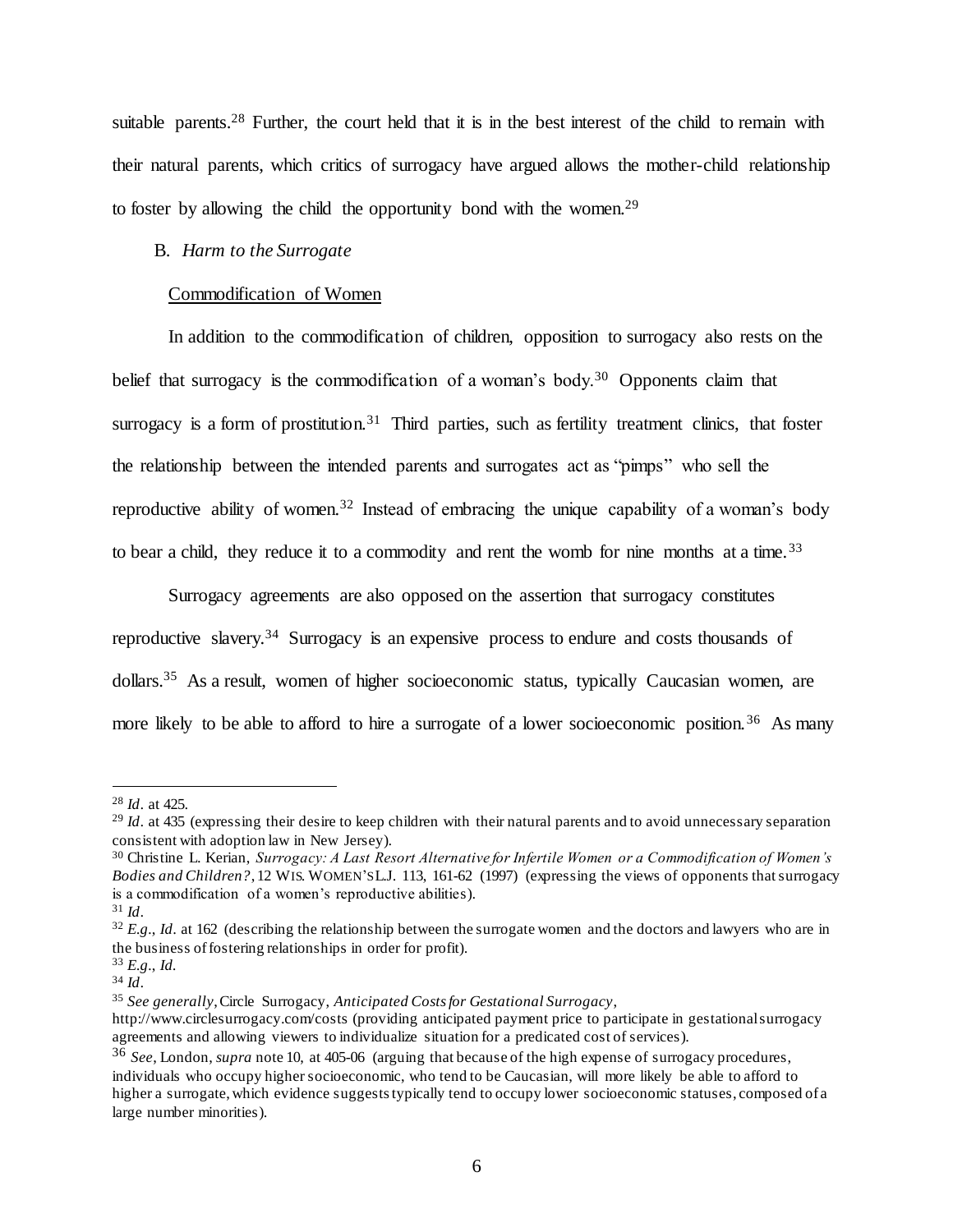suitable parents.[28] Further, the court held that it is in the best interest of the child to remain with their natural parents, which critics of surrogacy have argued allows the mother-child relationship to foster by allowing the child the opportunity bond with the women.[29]

B. *Harm to the Surrogate*

<u>Commodification of Women</u>

In addition to the commodification of children, opposition to surrogacy also rests on the belief that surrogacy is the commodification of a woman's body.[30] Opponents claim that surrogacy is a form of prostitution.[31] Third parties, such as fertility treatment clinics, that foster the relationship between the intended parents and surrogates act as "pimps" who sell the reproductive ability of women.[32] Instead of embracing the unique capability of a woman's body to bear a child, they reduce it to a commodity and rent the womb for nine months at a time.[33]

Surrogacy agreements are also opposed on the assertion that surrogacy constitutes reproductive slavery.[34] Surrogacy is an expensive process to endure and costs thousands of dollars.[35] As a result, women of higher socioeconomic status, typically Caucasian women, are more likely to be able to afford to hire a surrogate of a lower socioeconomic position.[36] As many

---

[28] *Id.* at 425.

[29] *Id.* at 435 (expressing their desire to keep children with their natural parents and to avoid unnecessary separation consistent with adoption law in New Jersey).

[30] Christine L. Kerian, *Surrogacy: A Last Resort Alternative for Infertile Women or a Commodification of Women's Bodies and Children?*, 12 WIS. WOMEN'S L.J. 113, 161-62 (1997) (expressing the views of opponents that surrogacy is a commodification of a women's reproductive abilities).

[31] *Id.*

[32] *E.g.*, *Id.* at 162 (describing the relationship between the surrogate women and the doctors and lawyers who are in the business of fostering relationships in order for profit).

[33] *E.g.*, *Id.*

[34] *Id.*

[35] *See generally*, Circle Surrogacy, *Anticipated Costs for Gestational Surrogacy*, http://www.circlesurrogacy.com/costs (providing anticipated payment price to participate in gestational surrogacy agreements and allowing viewers to individualize situation for a predicated cost of services).

[36] *See*, London, *supra* note 10, at 405-06 (arguing that because of the high expense of surrogacy procedures, individuals who occupy higher socioeconomic, who tend to be Caucasian, will more likely be able to afford to higher a surrogate, which evidence suggests typically tend to occupy lower socioeconomic statuses, composed of a large number minorities).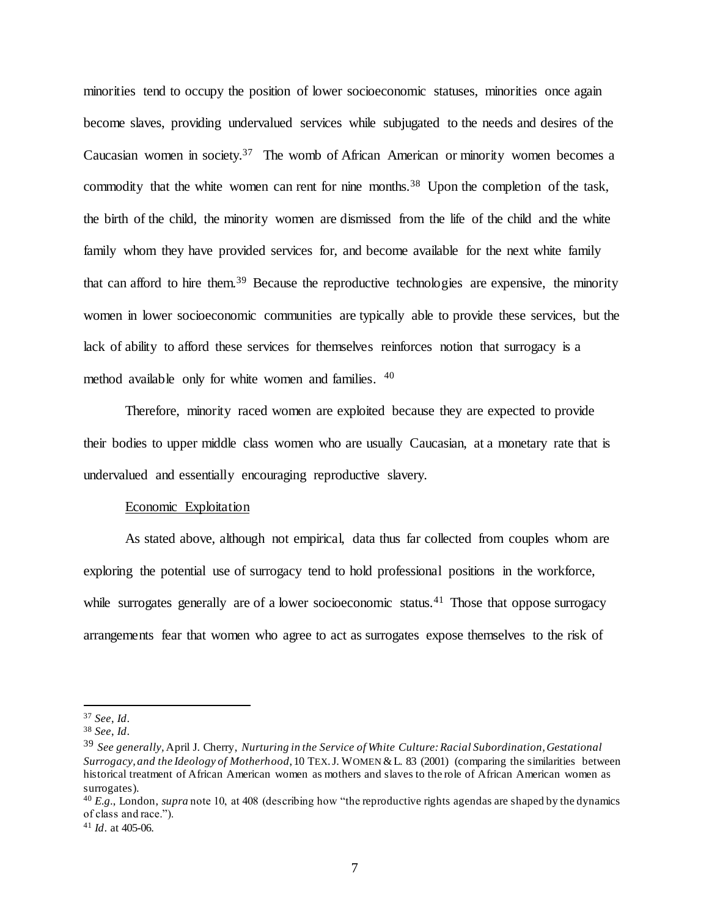minorities tend to occupy the position of lower socioeconomic statuses, minorities once again become slaves, providing undervalued services while subjugated to the needs and desires of the Caucasian women in society.[37] The womb of African American or minority women becomes a commodity that the white women can rent for nine months.[38] Upon the completion of the task, the birth of the child, the minority women are dismissed from the life of the child and the white family whom they have provided services for, and become available for the next white family that can afford to hire them.[39] Because the reproductive technologies are expensive, the minority women in lower socioeconomic communities are typically able to provide these services, but the lack of ability to afford these services for themselves reinforces notion that surrogacy is a method available only for white women and families. [40]

Therefore, minority raced women are exploited because they are expected to provide their bodies to upper middle class women who are usually Caucasian, at a monetary rate that is undervalued and essentially encouraging reproductive slavery.

<u>Economic Exploitation</u>

As stated above, although not empirical, data thus far collected from couples whom are exploring the potential use of surrogacy tend to hold professional positions in the workforce, while surrogates generally are of a lower socioeconomic status.[41] Those that oppose surrogacy arrangements fear that women who agree to act as surrogates expose themselves to the risk of

---

[37] *See*, *Id*.

[38] *See*, *Id*.

[39] *See generally*, April J. Cherry, *Nurturing in the Service of White Culture: Racial Subordination, Gestational Surrogacy, and the Ideology of Motherhood*, 10 TEX. J. WOMEN & L. 83 (2001) (comparing the similarities between historical treatment of African American women as mothers and slaves to the role of African American women as surrogates).

[40] *E.g.*, London, *supra* note 10, at 408 (describing how "the reproductive rights agendas are shaped by the dynamics of class and race.").

[41] *Id*. at 405-06.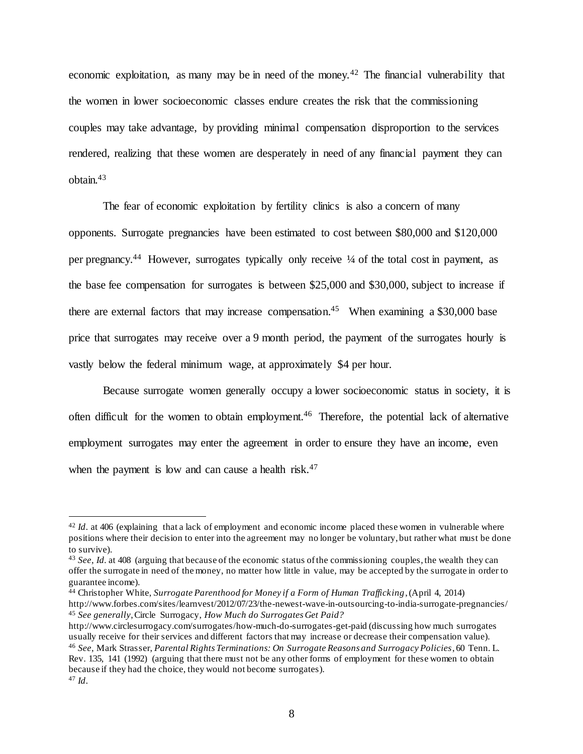economic exploitation, as many may be in need of the money.[42] The financial vulnerability that the women in lower socioeconomic classes endure creates the risk that the commissioning couples may take advantage, by providing minimal compensation disproportion to the services rendered, realizing that these women are desperately in need of any financial payment they can obtain.[43]

The fear of economic exploitation by fertility clinics is also a concern of many opponents. Surrogate pregnancies have been estimated to cost between $80,000 and $120,000 per pregnancy.[44] However, surrogates typically only receive ¼ of the total cost in payment, as the base fee compensation for surrogates is between $25,000 and $30,000, subject to increase if there are external factors that may increase compensation.[45] When examining a $30,000 base price that surrogates may receive over a 9 month period, the payment of the surrogates hourly is vastly below the federal minimum wage, at approximately $4 per hour.

Because surrogate women generally occupy a lower socioeconomic status in society, it is often difficult for the women to obtain employment.[46] Therefore, the potential lack of alternative employment surrogates may enter the agreement in order to ensure they have an income, even when the payment is low and can cause a health risk.[47]

---

[42] *Id*. at 406 (explaining that a lack of employment and economic income placed these women in vulnerable where positions where their decision to enter into the agreement may no longer be voluntary, but rather what must be done to survive).

[43] *See*, *Id*. at 408 (arguing that because of the economic status of the commissioning couples, the wealth they can offer the surrogate in need of the money, no matter how little in value, may be accepted by the surrogate in order to guarantee income).

[44] Christopher White, *Surrogate Parenthood for Money if a Form of Human Trafficking*, (April 4, 2014) http://www.forbes.com/sites/learnvest/2012/07/23/the-newest-wave-in-outsourcing-to-india-surrogate-pregnancies/

[45] *See generally*, Circle Surrogacy, *How Much do Surrogates Get Paid?* http://www.circlesurrogacy.com/surrogates/how-much-do-surrogates-get-paid (discussing how much surrogates usually receive for their services and different factors that may increase or decrease their compensation value).

[46] *See*, Mark Strasser, *Parental Rights Terminations: On Surrogate Reasons and Surrogacy Policies*, 60 Tenn. L. Rev. 135, 141 (1992) (arguing that there must not be any other forms of employment for these women to obtain because if they had the choice, they would not become surrogates).

[47] *Id*.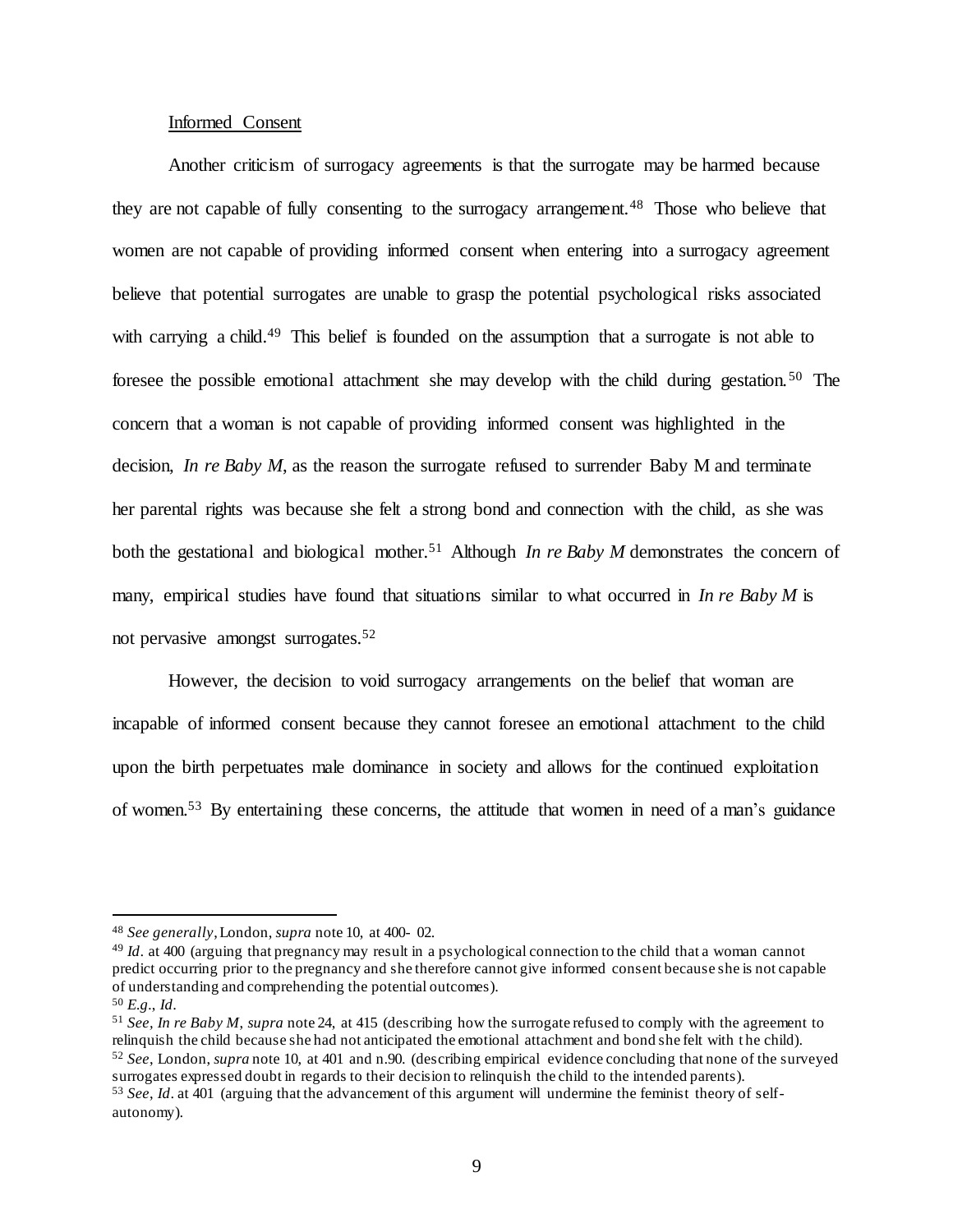Informed Consent

Another criticism of surrogacy agreements is that the surrogate may be harmed because they are not capable of fully consenting to the surrogacy arrangement.[48] Those who believe that women are not capable of providing informed consent when entering into a surrogacy agreement believe that potential surrogates are unable to grasp the potential psychological risks associated with carrying a child.[49] This belief is founded on the assumption that a surrogate is not able to foresee the possible emotional attachment she may develop with the child during gestation.[50] The concern that a woman is not capable of providing informed consent was highlighted in the decision, *In re Baby M*, as the reason the surrogate refused to surrender Baby M and terminate her parental rights was because she felt a strong bond and connection with the child, as she was both the gestational and biological mother.[51] Although *In re Baby M* demonstrates the concern of many, empirical studies have found that situations similar to what occurred in *In re Baby M* is not pervasive amongst surrogates.[52]

However, the decision to void surrogacy arrangements on the belief that woman are incapable of informed consent because they cannot foresee an emotional attachment to the child upon the birth perpetuates male dominance in society and allows for the continued exploitation of women.[53] By entertaining these concerns, the attitude that women in need of a man's guidance

---

[48] *See generally*, London, *supra* note 10, at 400- 02.

[49] *Id*. at 400 (arguing that pregnancy may result in a psychological connection to the child that a woman cannot predict occurring prior to the pregnancy and she therefore cannot give informed consent because she is not capable of understanding and comprehending the potential outcomes).

[50] *E.g*., *Id*.

[51] *See, In re Baby M*, *supra* note 24, at 415 (describing how the surrogate refused to comply with the agreement to relinquish the child because she had not anticipated the emotional attachment and bond she felt with the child).

[52] *See*, London, *supra* note 10, at 401 and n.90. (describing empirical evidence concluding that none of the surveyed surrogates expressed doubt in regards to their decision to relinquish the child to the intended parents).

[53] *See*, *Id*. at 401 (arguing that the advancement of this argument will undermine the feminist theory of self-autonomy).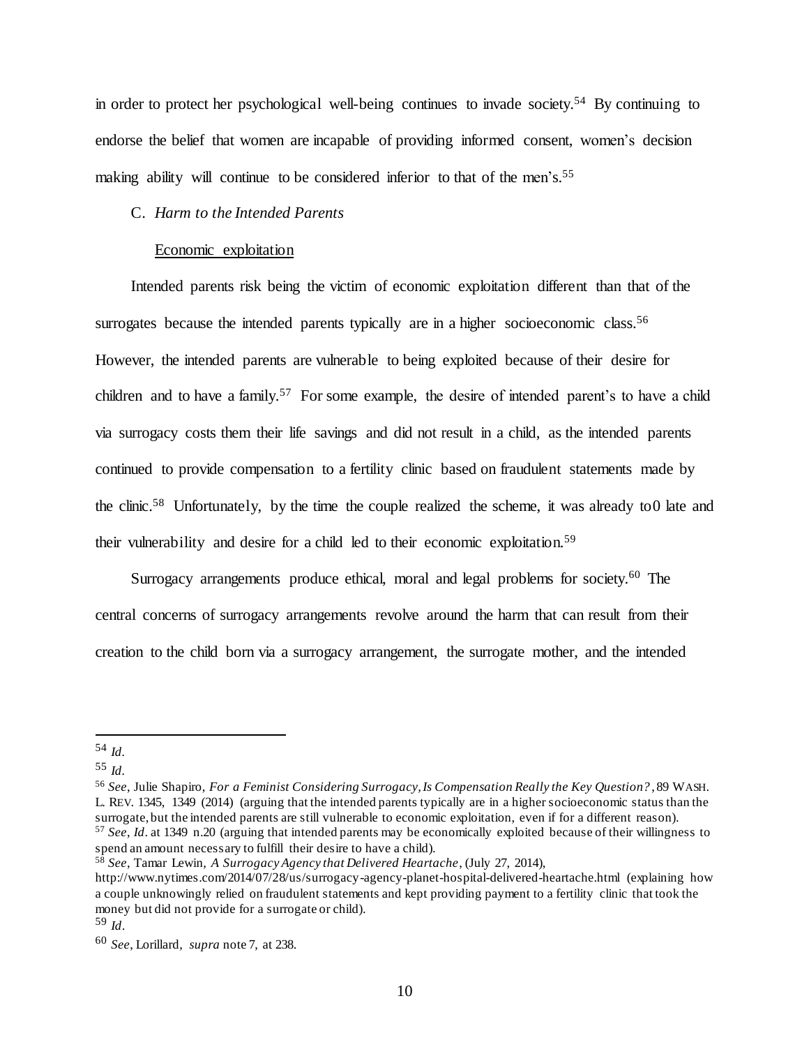in order to protect her psychological well-being continues to invade society.[54] By continuing to endorse the belief that women are incapable of providing informed consent, women's decision making ability will continue to be considered inferior to that of the men's.[55]

C. *Harm to the Intended Parents*

Economic exploitation

Intended parents risk being the victim of economic exploitation different than that of the surrogates because the intended parents typically are in a higher socioeconomic class.[56] However, the intended parents are vulnerable to being exploited because of their desire for children and to have a family.[57] For some example, the desire of intended parent's to have a child via surrogacy costs them their life savings and did not result in a child, as the intended parents continued to provide compensation to a fertility clinic based on fraudulent statements made by the clinic.[58] Unfortunately, by the time the couple realized the scheme, it was already to0 late and their vulnerability and desire for a child led to their economic exploitation.[59]

Surrogacy arrangements produce ethical, moral and legal problems for society.[60] The central concerns of surrogacy arrangements revolve around the harm that can result from their creation to the child born via a surrogacy arrangement, the surrogate mother, and the intended

---

[54] *Id*.

[55] *Id*.

[56] *See*, Julie Shapiro, *For a Feminist Considering Surrogacy, Is Compensation Really the Key Question?*, 89 WASH. L. REV. 1345, 1349 (2014) (arguing that the intended parents typically are in a higher socioeconomic status than the surrogate, but the intended parents are still vulnerable to economic exploitation, even if for a different reason).

[57] *See*, *Id*. at 1349 n.20 (arguing that intended parents may be economically exploited because of their willingness to spend an amount necessary to fulfill their desire to have a child).

[58] *See*, Tamar Lewin, *A Surrogacy Agency that Delivered Heartache*, (July 27, 2014), http://www.nytimes.com/2014/07/28/us/surrogacy-agency-planet-hospital-delivered-heartache.html (explaining how a couple unknowingly relied on fraudulent statements and kept providing payment to a fertility clinic that took the money but did not provide for a surrogate or child).

[59] *Id*.

[60] *See*, Lorillard, *supra* note 7, at 238.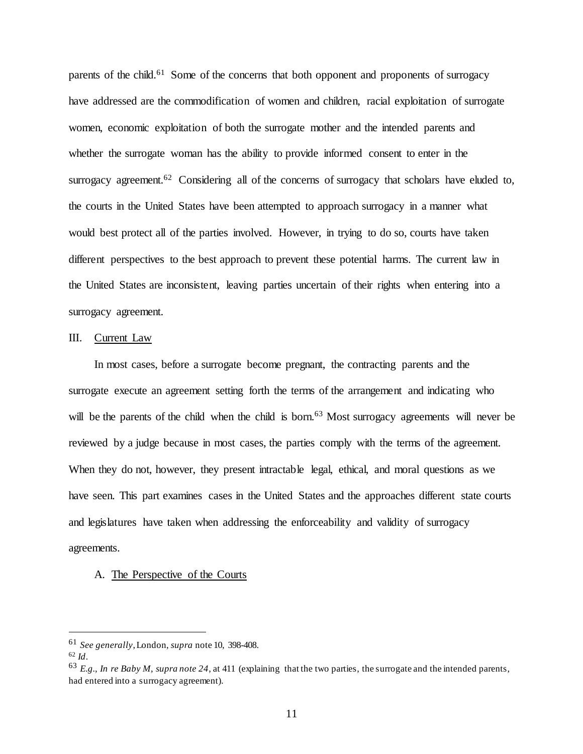parents of the child.[61] Some of the concerns that both opponent and proponents of surrogacy have addressed are the commodification of women and children, racial exploitation of surrogate women, economic exploitation of both the surrogate mother and the intended parents and whether the surrogate woman has the ability to provide informed consent to enter in the surrogacy agreement.[62] Considering all of the concerns of surrogacy that scholars have eluded to, the courts in the United States have been attempted to approach surrogacy in a manner what would best protect all of the parties involved. However, in trying to do so, courts have taken different perspectives to the best approach to prevent these potential harms. The current law in the United States are inconsistent, leaving parties uncertain of their rights when entering into a surrogacy agreement.

## III. Current Law

In most cases, before a surrogate become pregnant, the contracting parents and the surrogate execute an agreement setting forth the terms of the arrangement and indicating who will be the parents of the child when the child is born.[63] Most surrogacy agreements will never be reviewed by a judge because in most cases, the parties comply with the terms of the agreement. When they do not, however, they present intractable legal, ethical, and moral questions as we have seen. This part examines cases in the United States and the approaches different state courts and legislatures have taken when addressing the enforceability and validity of surrogacy agreements.

### A. The Perspective of the Courts

---

[61] *See generally*, London, *supra* note 10, 398-408.

[62] *Id*.

[63] *E.g.*, *In re Baby M*, *supra note 24*, at 411 (explaining that the two parties, the surrogate and the intended parents, had entered into a surrogacy agreement).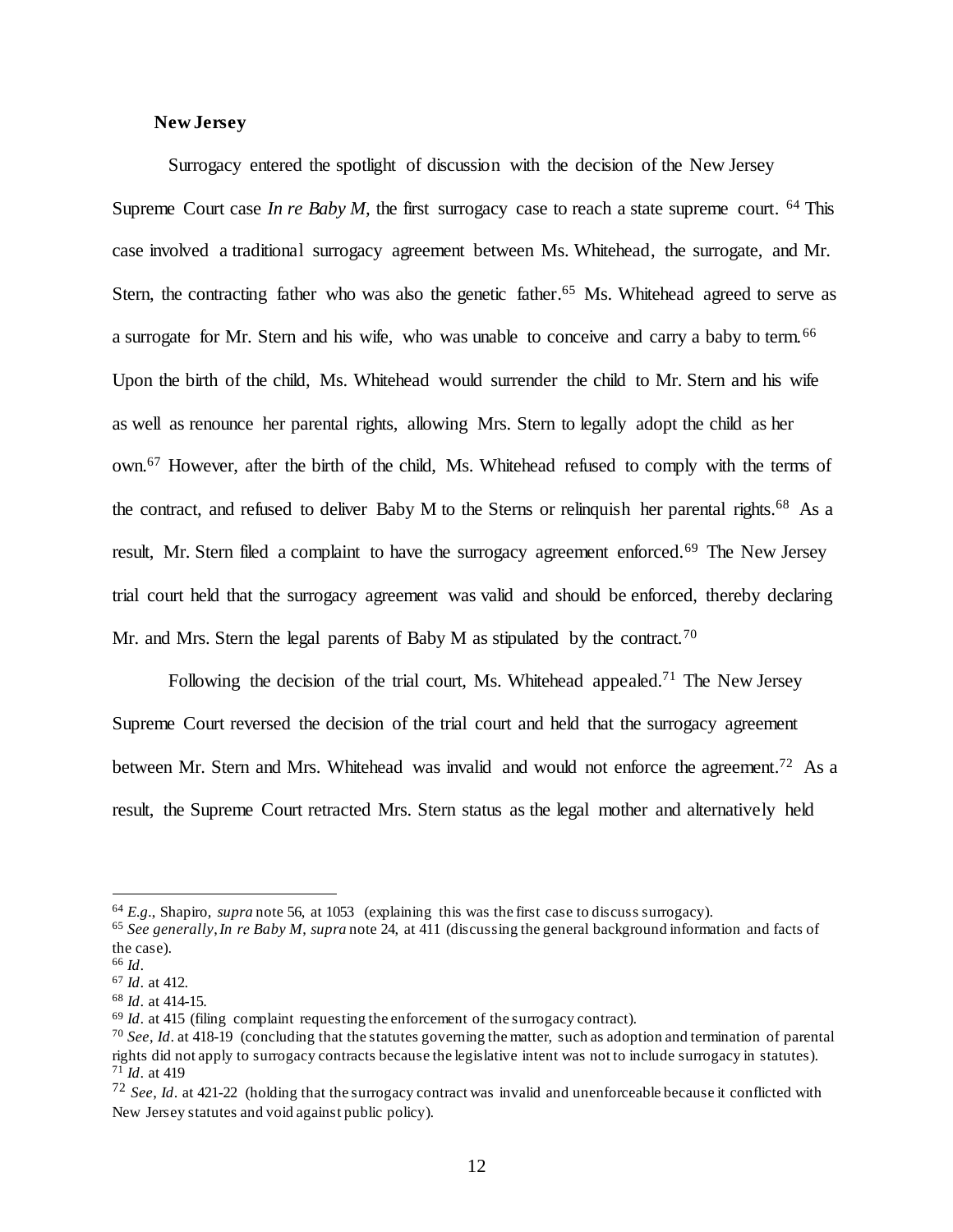**New Jersey**

Surrogacy entered the spotlight of discussion with the decision of the New Jersey Supreme Court case *In re Baby M*, the first surrogacy case to reach a state supreme court. [64] This case involved a traditional surrogacy agreement between Ms. Whitehead, the surrogate, and Mr. Stern, the contracting father who was also the genetic father.[65] Ms. Whitehead agreed to serve as a surrogate for Mr. Stern and his wife, who was unable to conceive and carry a baby to term.[66] Upon the birth of the child, Ms. Whitehead would surrender the child to Mr. Stern and his wife as well as renounce her parental rights, allowing Mrs. Stern to legally adopt the child as her own.[67] However, after the birth of the child, Ms. Whitehead refused to comply with the terms of the contract, and refused to deliver Baby M to the Sterns or relinquish her parental rights.[68] As a result, Mr. Stern filed a complaint to have the surrogacy agreement enforced.[69] The New Jersey trial court held that the surrogacy agreement was valid and should be enforced, thereby declaring Mr. and Mrs. Stern the legal parents of Baby M as stipulated by the contract.[70]

Following the decision of the trial court, Ms. Whitehead appealed.[71] The New Jersey Supreme Court reversed the decision of the trial court and held that the surrogacy agreement between Mr. Stern and Mrs. Whitehead was invalid and would not enforce the agreement.[72] As a result, the Supreme Court retracted Mrs. Stern status as the legal mother and alternatively held

---

[64] *E.g.*, Shapiro, *supra* note 56, at 1053 (explaining this was the first case to discuss surrogacy).

[65] *See generally*, *In re Baby M*, *supra* note 24, at 411 (discussing the general background information and facts of the case).

[66] *Id*.

[67] *Id*. at 412.

[68] *Id*. at 414-15.

[69] *Id*. at 415 (filing complaint requesting the enforcement of the surrogacy contract).

[70] *See*, *Id*. at 418-19 (concluding that the statutes governing the matter, such as adoption and termination of parental rights did not apply to surrogacy contracts because the legislative intent was not to include surrogacy in statutes).

[71] *Id*. at 419

[72] *See*, *Id*. at 421-22 (holding that the surrogacy contract was invalid and unenforceable because it conflicted with New Jersey statutes and void against public policy).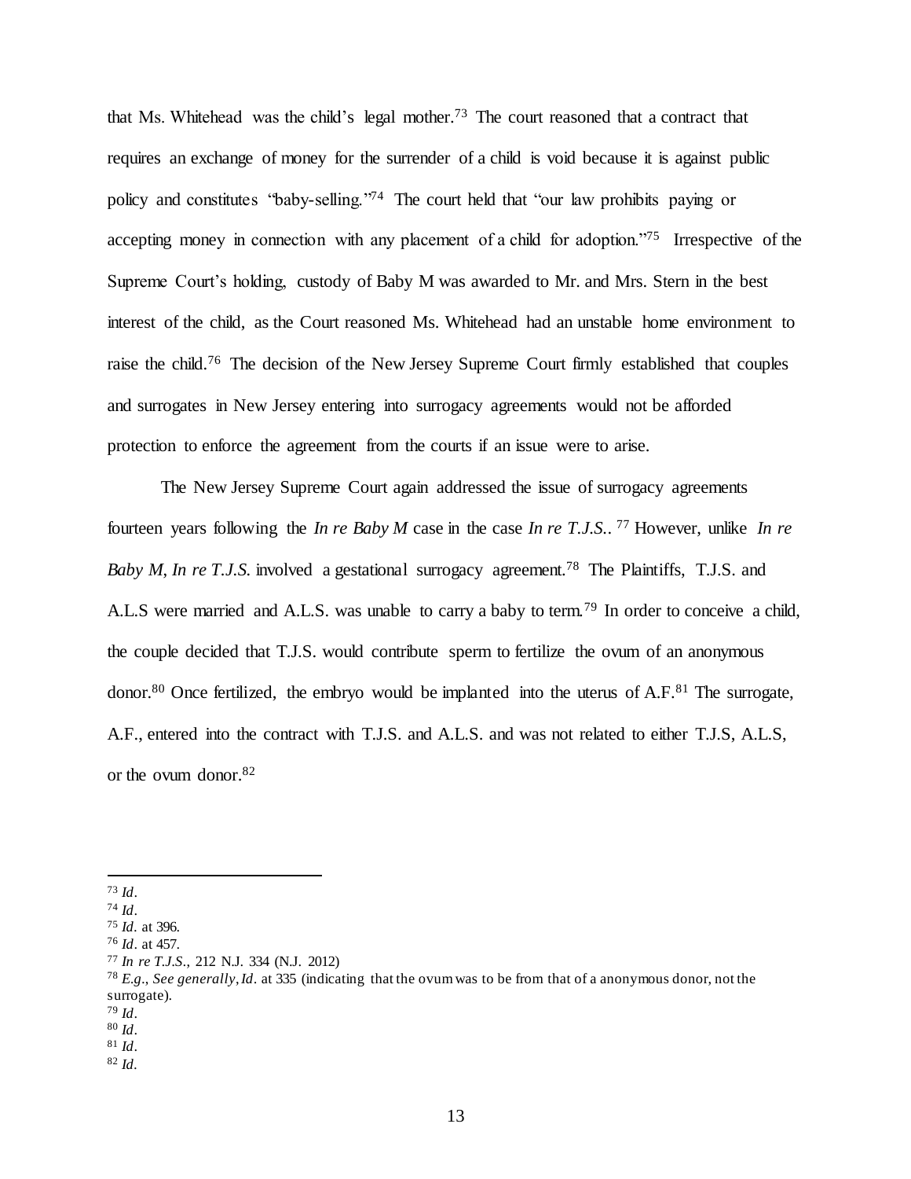that Ms. Whitehead was the child's legal mother.[73] The court reasoned that a contract that requires an exchange of money for the surrender of a child is void because it is against public policy and constitutes "baby-selling."[74] The court held that "our law prohibits paying or accepting money in connection with any placement of a child for adoption."[75] Irrespective of the Supreme Court's holding, custody of Baby M was awarded to Mr. and Mrs. Stern in the best interest of the child, as the Court reasoned Ms. Whitehead had an unstable home environment to raise the child.[76] The decision of the New Jersey Supreme Court firmly established that couples and surrogates in New Jersey entering into surrogacy agreements would not be afforded protection to enforce the agreement from the courts if an issue were to arise.

The New Jersey Supreme Court again addressed the issue of surrogacy agreements fourteen years following the *In re Baby M* case in the case *In re T.J.S.*.[77] However, unlike *In re Baby M*, *In re T.J.S.* involved a gestational surrogacy agreement.[78] The Plaintiffs, T.J.S. and A.L.S were married and A.L.S. was unable to carry a baby to term.[79] In order to conceive a child, the couple decided that T.J.S. would contribute sperm to fertilize the ovum of an anonymous donor.[80] Once fertilized, the embryo would be implanted into the uterus of A.F.[81] The surrogate, A.F., entered into the contract with T.J.S. and A.L.S. and was not related to either T.J.S, A.L.S, or the ovum donor.[82]

---

[73] *Id*.
[74] *Id*.
[75] *Id*. at 396.
[76] *Id*. at 457.
[77] *In re T.J.S.*, 212 N.J. 334 (N.J. 2012)
[78] *E.g.*, *See generally*, *Id*. at 335 (indicating that the ovum was to be from that of a anonymous donor, not the surrogate).
[79] *Id*.
[80] *Id*.
[81] *Id*.
[82] *Id*.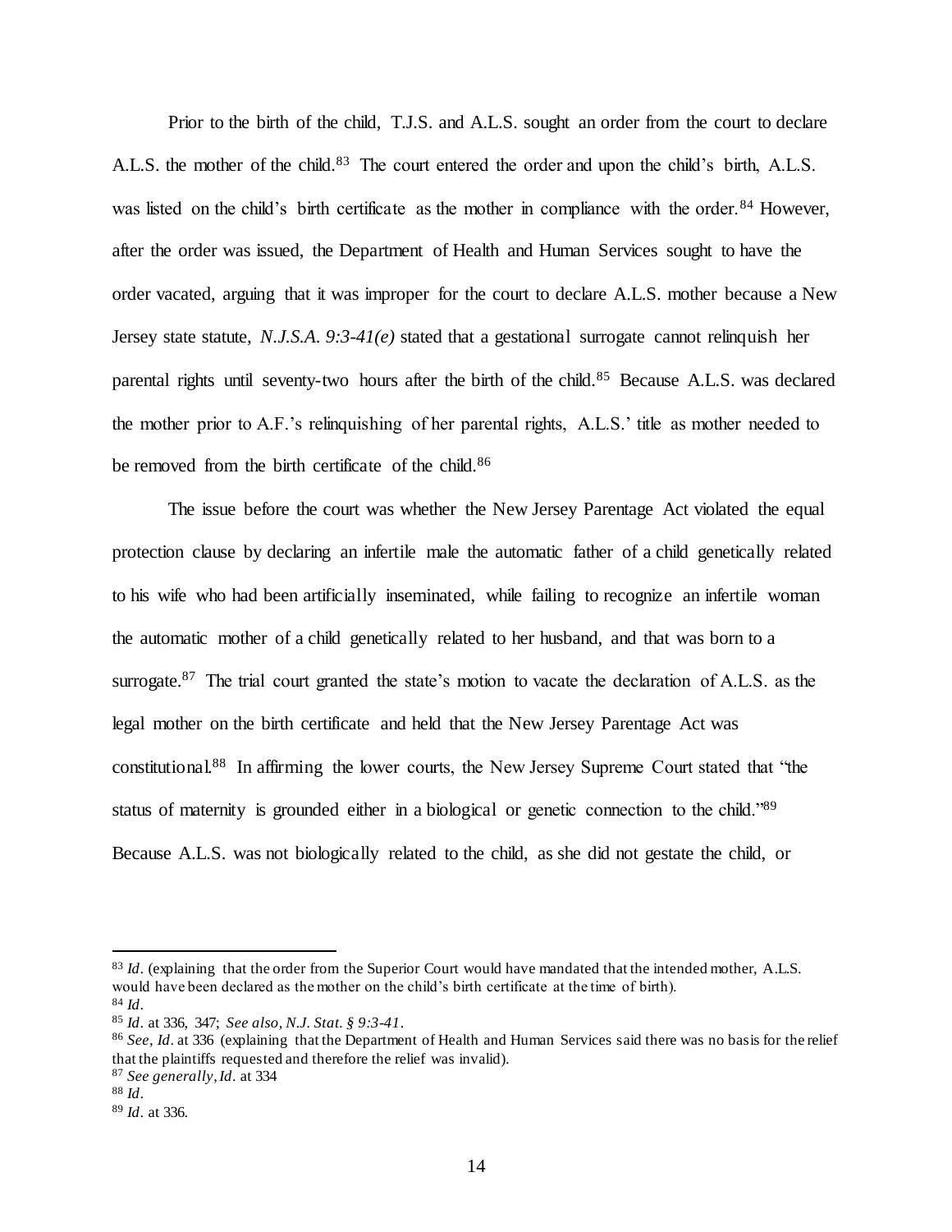Prior to the birth of the child, T.J.S. and A.L.S. sought an order from the court to declare A.L.S. the mother of the child.[83] The court entered the order and upon the child's birth, A.L.S. was listed on the child's birth certificate as the mother in compliance with the order.[84] However, after the order was issued, the Department of Health and Human Services sought to have the order vacated, arguing that it was improper for the court to declare A.L.S. mother because a New Jersey state statute, *N.J.S.A. 9:3-41(e)* stated that a gestational surrogate cannot relinquish her parental rights until seventy-two hours after the birth of the child.[85] Because A.L.S. was declared the mother prior to A.F.'s relinquishing of her parental rights, A.L.S.' title as mother needed to be removed from the birth certificate of the child.[86]

The issue before the court was whether the New Jersey Parentage Act violated the equal protection clause by declaring an infertile male the automatic father of a child genetically related to his wife who had been artificially inseminated, while failing to recognize an infertile woman the automatic mother of a child genetically related to her husband, and that was born to a surrogate.[87] The trial court granted the state's motion to vacate the declaration of A.L.S. as the legal mother on the birth certificate and held that the New Jersey Parentage Act was constitutional.[88] In affirming the lower courts, the New Jersey Supreme Court stated that "the status of maternity is grounded either in a biological or genetic connection to the child."[89] Because A.L.S. was not biologically related to the child, as she did not gestate the child, or

---

[83] *Id.* (explaining that the order from the Superior Court would have mandated that the intended mother, A.L.S. would have been declared as the mother on the child's birth certificate at the time of birth).

[84] *Id.*

[85] *Id.* at 336, 347; *See also, N.J. Stat. § 9:3-41.*

[86] *See, Id.* at 336 (explaining that the Department of Health and Human Services said there was no basis for the relief that the plaintiffs requested and therefore the relief was invalid).

[87] *See generally, Id.* at 334

[88] *Id.*

[89] *Id.* at 336.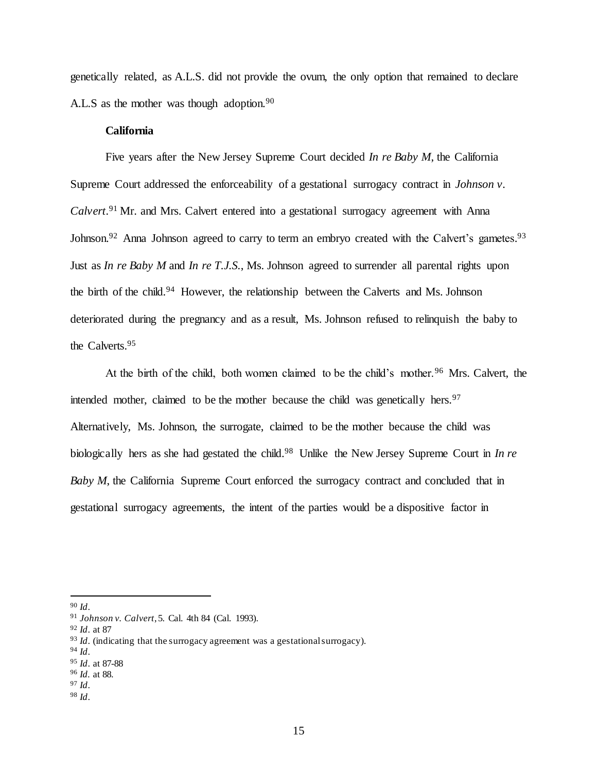genetically related, as A.L.S. did not provide the ovum, the only option that remained to declare A.L.S as the mother was though adoption.[90]

**California**

Five years after the New Jersey Supreme Court decided *In re Baby M*, the California Supreme Court addressed the enforceability of a gestational surrogacy contract in *Johnson v. Calvert*.[91] Mr. and Mrs. Calvert entered into a gestational surrogacy agreement with Anna Johnson.[92] Anna Johnson agreed to carry to term an embryo created with the Calvert's gametes.[93] Just as *In re Baby M* and *In re T.J.S.*, Ms. Johnson agreed to surrender all parental rights upon the birth of the child.[94] However, the relationship between the Calverts and Ms. Johnson deteriorated during the pregnancy and as a result, Ms. Johnson refused to relinquish the baby to the Calverts.[95]

At the birth of the child, both women claimed to be the child's mother.[96] Mrs. Calvert, the intended mother, claimed to be the mother because the child was genetically hers.[97] Alternatively, Ms. Johnson, the surrogate, claimed to be the mother because the child was biologically hers as she had gestated the child.[98] Unlike the New Jersey Supreme Court in *In re Baby M,* the California Supreme Court enforced the surrogacy contract and concluded that in gestational surrogacy agreements, the intent of the parties would be a dispositive factor in

---

[90] *Id*.

[91] *Johnson v. Calvert*, 5. Cal. 4th 84 (Cal. 1993).

[92] *Id*. at 87

[93] *Id*. (indicating that the surrogacy agreement was a gestational surrogacy).

[94] *Id*.

[95] *Id*. at 87-88

[96] *Id*. at 88.

[97] *Id*.

[98] *Id*.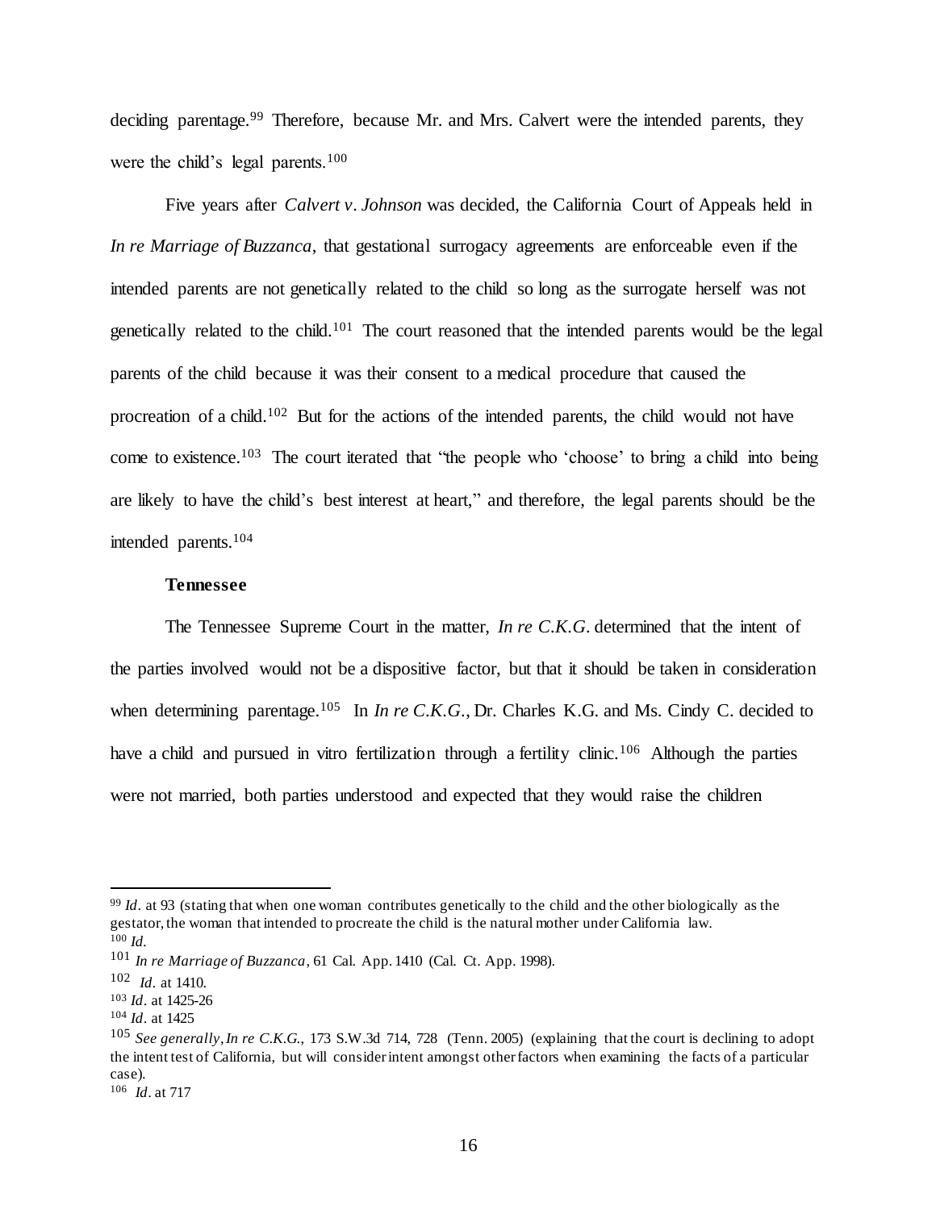deciding parentage.[99] Therefore, because Mr. and Mrs. Calvert were the intended parents, they were the child's legal parents.[100]

Five years after *Calvert v. Johnson* was decided, the California Court of Appeals held in *In re Marriage of Buzzanca*, that gestational surrogacy agreements are enforceable even if the intended parents are not genetically related to the child so long as the surrogate herself was not genetically related to the child.[101] The court reasoned that the intended parents would be the legal parents of the child because it was their consent to a medical procedure that caused the procreation of a child.[102] But for the actions of the intended parents, the child would not have come to existence.[103] The court iterated that "the people who 'choose' to bring a child into being are likely to have the child's best interest at heart," and therefore, the legal parents should be the intended parents.[104]

**Tennessee**

The Tennessee Supreme Court in the matter, *In re C.K.G.* determined that the intent of the parties involved would not be a dispositive factor, but that it should be taken in consideration when determining parentage.[105] In *In re C.K.G.*, Dr. Charles K.G. and Ms. Cindy C. decided to have a child and pursued in vitro fertilization through a fertility clinic.[106] Although the parties were not married, both parties understood and expected that they would raise the children

---

[99] *Id.* at 93 (stating that when one woman contributes genetically to the child and the other biologically as the gestator, the woman that intended to procreate the child is the natural mother under California law.

[100] *Id.*

[101] *In re Marriage of Buzzanca*, 61 Cal. App. 1410 (Cal. Ct. App. 1998).

[102] *Id.* at 1410.

[103] *Id.* at 1425-26

[104] *Id.* at 1425

[105] *See generally*, *In re C.K.G.*, 173 S.W.3d 714, 728 (Tenn. 2005) (explaining that the court is declining to adopt the intent test of California, but will consider intent amongst other factors when examining the facts of a particular case).

[106] *Id.* at 717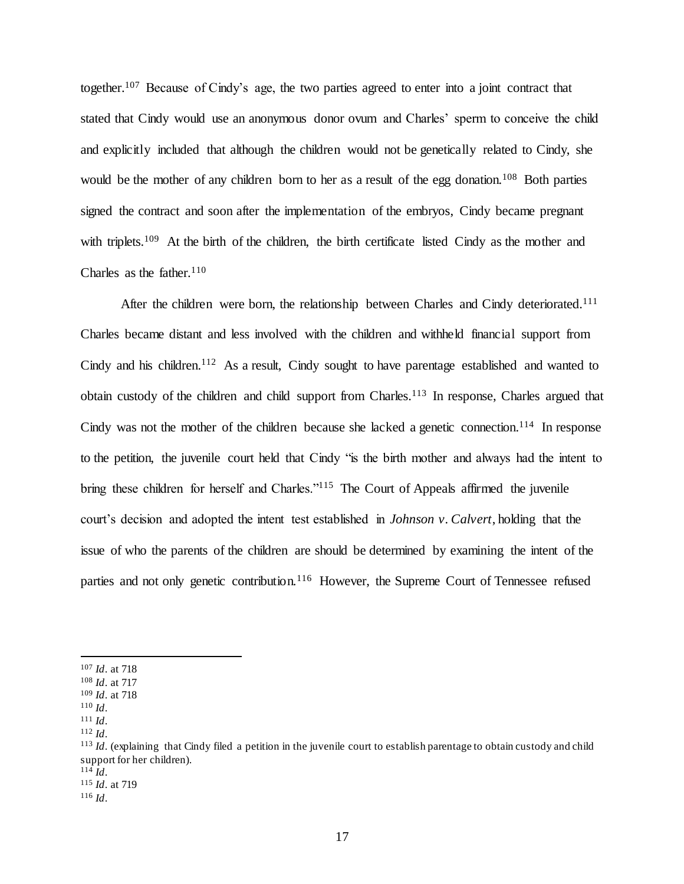together.[107] Because of Cindy's age, the two parties agreed to enter into a joint contract that stated that Cindy would use an anonymous donor ovum and Charles' sperm to conceive the child and explicitly included that although the children would not be genetically related to Cindy, she would be the mother of any children born to her as a result of the egg donation.[108] Both parties signed the contract and soon after the implementation of the embryos, Cindy became pregnant with triplets.[109] At the birth of the children, the birth certificate listed Cindy as the mother and Charles as the father.[110]

After the children were born, the relationship between Charles and Cindy deteriorated.[111] Charles became distant and less involved with the children and withheld financial support from Cindy and his children.[112] As a result, Cindy sought to have parentage established and wanted to obtain custody of the children and child support from Charles.[113] In response, Charles argued that Cindy was not the mother of the children because she lacked a genetic connection.[114] In response to the petition, the juvenile court held that Cindy "is the birth mother and always had the intent to bring these children for herself and Charles."[115] The Court of Appeals affirmed the juvenile court's decision and adopted the intent test established in *Johnson v. Calvert*, holding that the issue of who the parents of the children are should be determined by examining the intent of the parties and not only genetic contribution.[116] However, the Supreme Court of Tennessee refused

---

[107] *Id*. at 718
[108] *Id*. at 717
[109] *Id*. at 718
[110] *Id*.
[111] *Id*.
[112] *Id*.
[113] *Id*. (explaining that Cindy filed a petition in the juvenile court to establish parentage to obtain custody and child support for her children).
[114] *Id*.
[115] *Id*. at 719
[116] *Id*.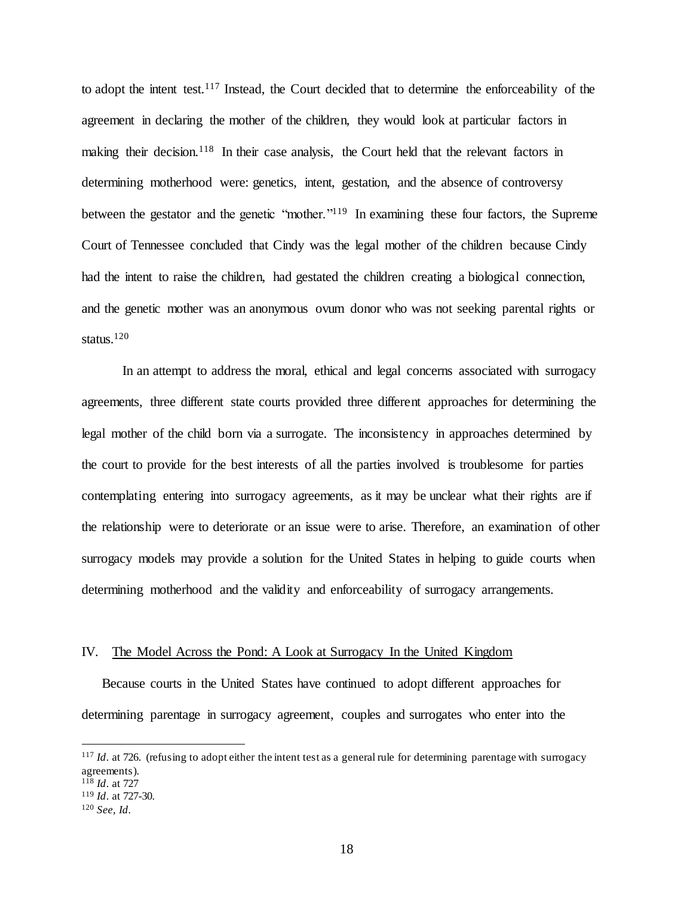to adopt the intent test.[117] Instead, the Court decided that to determine the enforceability of the agreement in declaring the mother of the children, they would look at particular factors in making their decision.[118] In their case analysis, the Court held that the relevant factors in determining motherhood were: genetics, intent, gestation, and the absence of controversy between the gestator and the genetic "mother."[119] In examining these four factors, the Supreme Court of Tennessee concluded that Cindy was the legal mother of the children because Cindy had the intent to raise the children, had gestated the children creating a biological connection, and the genetic mother was an anonymous ovum donor who was not seeking parental rights or status.[120]

In an attempt to address the moral, ethical and legal concerns associated with surrogacy agreements, three different state courts provided three different approaches for determining the legal mother of the child born via a surrogate. The inconsistency in approaches determined by the court to provide for the best interests of all the parties involved is troublesome for parties contemplating entering into surrogacy agreements, as it may be unclear what their rights are if the relationship were to deteriorate or an issue were to arise. Therefore, an examination of other surrogacy models may provide a solution for the United States in helping to guide courts when determining motherhood and the validity and enforceability of surrogacy arrangements.

## IV. The Model Across the Pond: A Look at Surrogacy In the United Kingdom

Because courts in the United States have continued to adopt different approaches for determining parentage in surrogacy agreement, couples and surrogates who enter into the

---

[117] *Id*. at 726. (refusing to adopt either the intent test as a general rule for determining parentage with surrogacy agreements).
[118] *Id*. at 727
[119] *Id*. at 727-30.
[120] *See, Id*.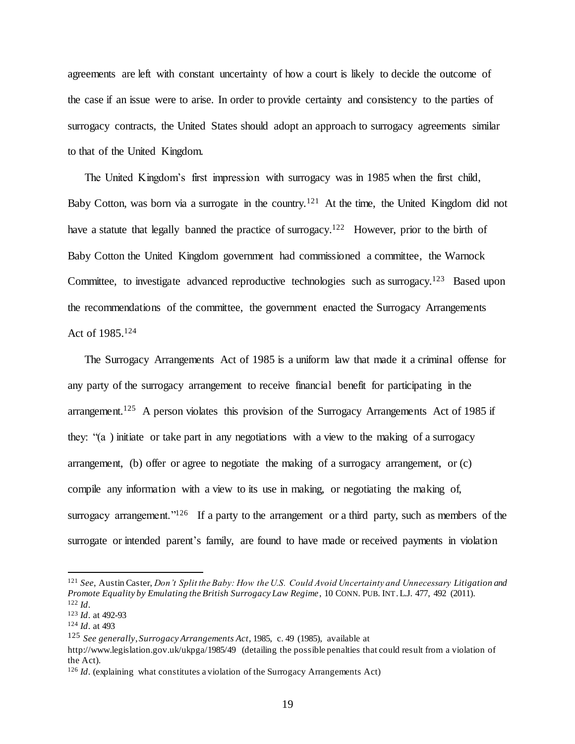agreements are left with constant uncertainty of how a court is likely to decide the outcome of the case if an issue were to arise. In order to provide certainty and consistency to the parties of surrogacy contracts, the United States should adopt an approach to surrogacy agreements similar to that of the United Kingdom.

The United Kingdom's first impression with surrogacy was in 1985 when the first child, Baby Cotton, was born via a surrogate in the country.[121] At the time, the United Kingdom did not have a statute that legally banned the practice of surrogacy.[122] However, prior to the birth of Baby Cotton the United Kingdom government had commissioned a committee, the Warnock Committee, to investigate advanced reproductive technologies such as surrogacy.[123] Based upon the recommendations of the committee, the government enacted the Surrogacy Arrangements Act of 1985.[124]

The Surrogacy Arrangements Act of 1985 is a uniform law that made it a criminal offense for any party of the surrogacy arrangement to receive financial benefit for participating in the arrangement.[125] A person violates this provision of the Surrogacy Arrangements Act of 1985 if they: "(a ) initiate or take part in any negotiations with a view to the making of a surrogacy arrangement, (b) offer or agree to negotiate the making of a surrogacy arrangement, or (c) compile any information with a view to its use in making, or negotiating the making of, surrogacy arrangement."[126] If a party to the arrangement or a third party, such as members of the surrogate or intended parent's family, are found to have made or received payments in violation

---

[121] *See*, Austin Caster, *Don't Split the Baby: How the U.S. Could Avoid Uncertainty and Unnecessary Litigation and Promote Equality by Emulating the British Surrogacy Law Regime*, 10 CONN. PUB. INT. L.J. 477, 492 (2011).

[122] *Id*.

[123] *Id*. at 492-93

[124] *Id*. at 493

[125] *See generally*, *Surrogacy Arrangements Act*, 1985, c. 49 (1985), available at http://www.legislation.gov.uk/ukpga/1985/49 (detailing the possible penalties that could result from a violation of the Act).

[126] *Id*. (explaining what constitutes a violation of the Surrogacy Arrangements Act)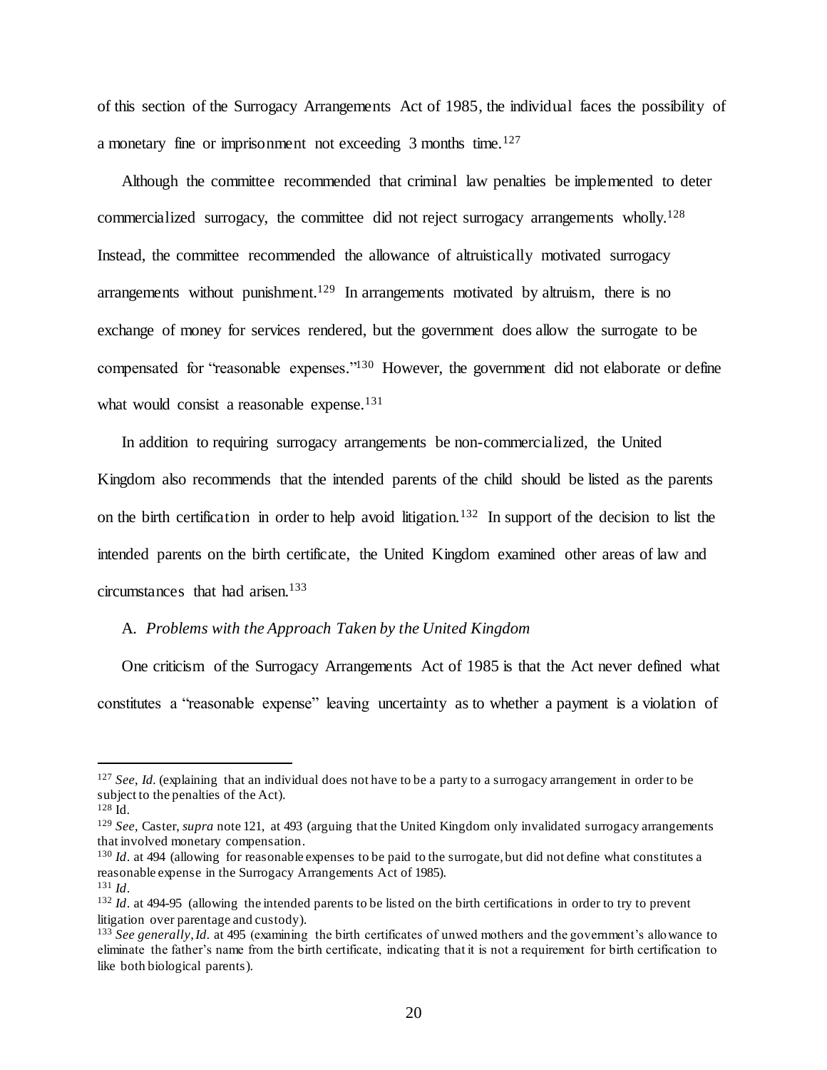of this section of the Surrogacy Arrangements Act of 1985, the individual faces the possibility of a monetary fine or imprisonment not exceeding 3 months time.[127]

Although the committee recommended that criminal law penalties be implemented to deter commercialized surrogacy, the committee did not reject surrogacy arrangements wholly.[128] Instead, the committee recommended the allowance of altruistically motivated surrogacy arrangements without punishment.[129] In arrangements motivated by altruism, there is no exchange of money for services rendered, but the government does allow the surrogate to be compensated for "reasonable expenses."[130] However, the government did not elaborate or define what would consist a reasonable expense.[131]

In addition to requiring surrogacy arrangements be non-commercialized, the United Kingdom also recommends that the intended parents of the child should be listed as the parents on the birth certification in order to help avoid litigation.[132] In support of the decision to list the intended parents on the birth certificate, the United Kingdom examined other areas of law and circumstances that had arisen.[133]

### A. *Problems with the Approach Taken by the United Kingdom*

One criticism of the Surrogacy Arrangements Act of 1985 is that the Act never defined what constitutes a "reasonable expense" leaving uncertainty as to whether a payment is a violation of

---

[127] *See*, *Id.* (explaining that an individual does not have to be a party to a surrogacy arrangement in order to be subject to the penalties of the Act).

[128] Id.

[129] *See*, Caster, *supra* note 121, at 493 (arguing that the United Kingdom only invalidated surrogacy arrangements that involved monetary compensation.

[130] *Id*. at 494 (allowing for reasonable expenses to be paid to the surrogate, but did not define what constitutes a reasonable expense in the Surrogacy Arrangements Act of 1985).

[131] *Id*.

[132] *Id*. at 494-95 (allowing the intended parents to be listed on the birth certifications in order to try to prevent litigation over parentage and custody).

[133] *See generally*, *Id*. at 495 (examining the birth certificates of unwed mothers and the government's allowance to eliminate the father's name from the birth certificate, indicating that it is not a requirement for birth certification to like both biological parents).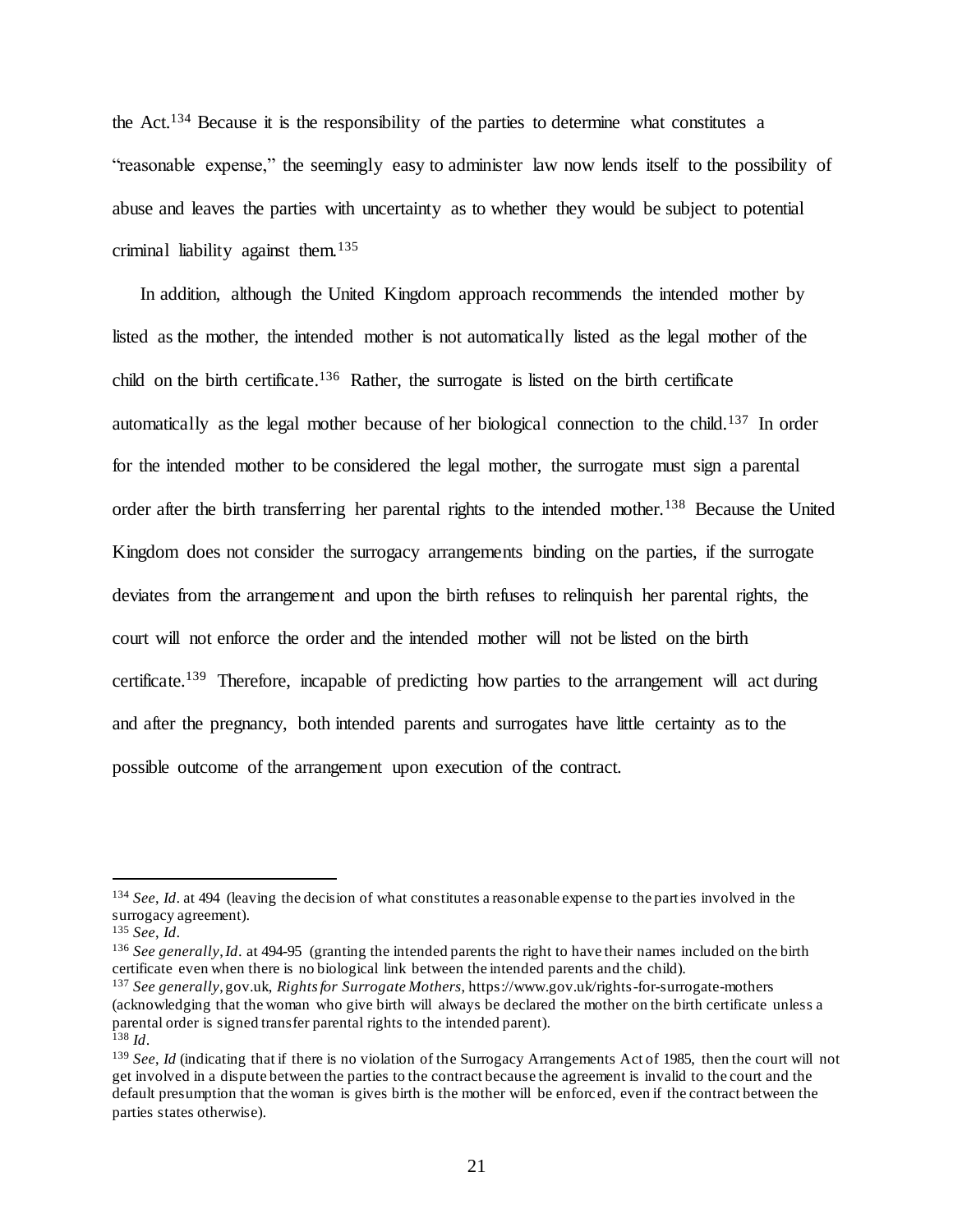the Act.[134] Because it is the responsibility of the parties to determine what constitutes a "reasonable expense," the seemingly easy to administer law now lends itself to the possibility of abuse and leaves the parties with uncertainty as to whether they would be subject to potential criminal liability against them.[135]

In addition, although the United Kingdom approach recommends the intended mother by listed as the mother, the intended mother is not automatically listed as the legal mother of the child on the birth certificate.[136] Rather, the surrogate is listed on the birth certificate automatically as the legal mother because of her biological connection to the child.[137] In order for the intended mother to be considered the legal mother, the surrogate must sign a parental order after the birth transferring her parental rights to the intended mother.[138] Because the United Kingdom does not consider the surrogacy arrangements binding on the parties, if the surrogate deviates from the arrangement and upon the birth refuses to relinquish her parental rights, the court will not enforce the order and the intended mother will not be listed on the birth certificate.[139] Therefore, incapable of predicting how parties to the arrangement will act during and after the pregnancy, both intended parents and surrogates have little certainty as to the possible outcome of the arrangement upon execution of the contract.

---

[134] *See*, *Id*. at 494 (leaving the decision of what constitutes a reasonable expense to the parties involved in the surrogacy agreement).

[135] *See*, *Id*.

[136] *See generally*, *Id*. at 494-95 (granting the intended parents the right to have their names included on the birth certificate even when there is no biological link between the intended parents and the child).

[137] *See generally*, gov.uk, *Rights for Surrogate Mothers*, https://www.gov.uk/rights-for-surrogate-mothers (acknowledging that the woman who give birth will always be declared the mother on the birth certificate unless a parental order is signed transfer parental rights to the intended parent).

[138] *Id*.

[139] *See*, *Id* (indicating that if there is no violation of the Surrogacy Arrangements Act of 1985, then the court will not get involved in a dispute between the parties to the contract because the agreement is invalid to the court and the default presumption that the woman is gives birth is the mother will be enforced, even if the contract between the parties states otherwise).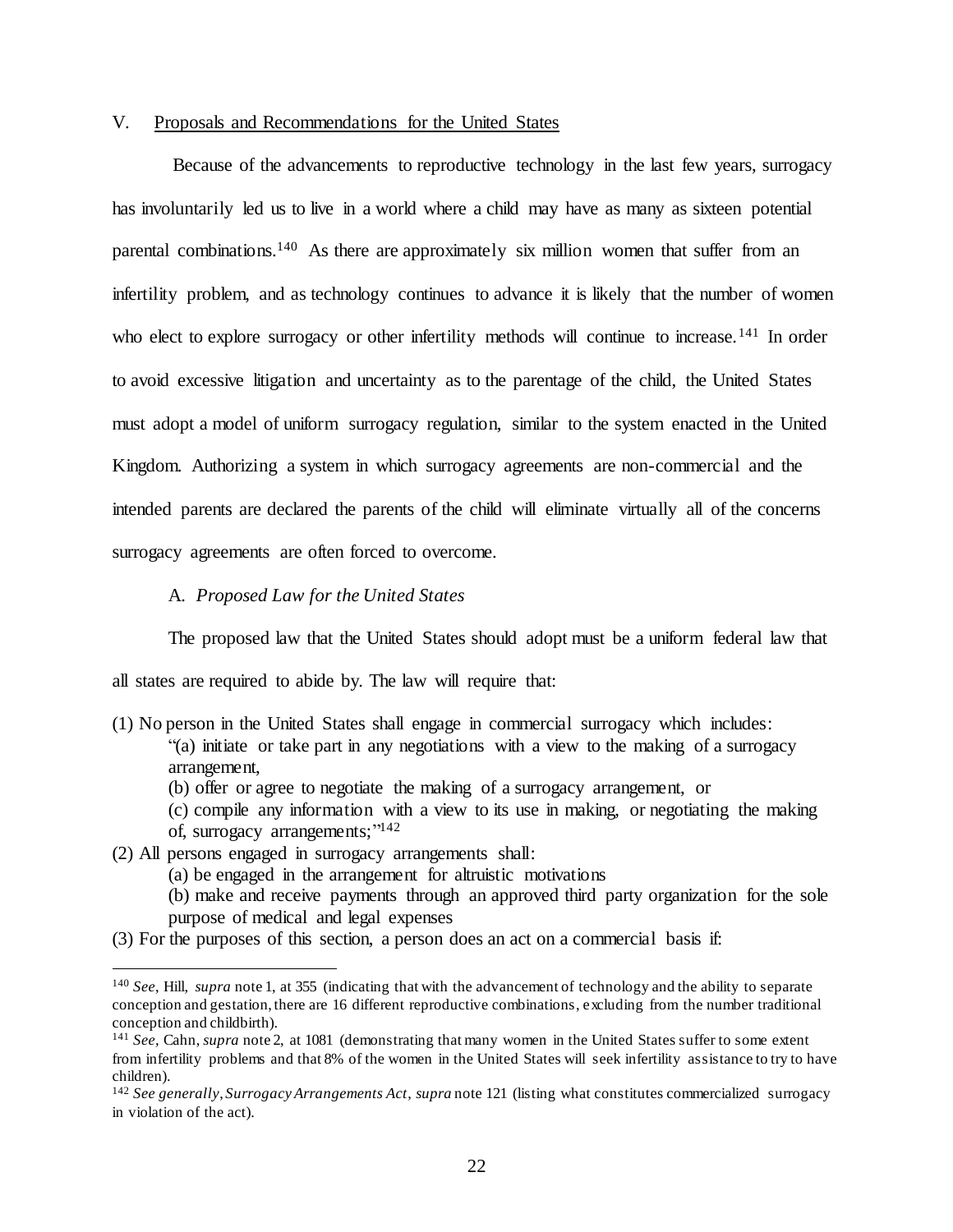## V. Proposals and Recommendations for the United States

Because of the advancements to reproductive technology in the last few years, surrogacy has involuntarily led us to live in a world where a child may have as many as sixteen potential parental combinations.[140] As there are approximately six million women that suffer from an infertility problem, and as technology continues to advance it is likely that the number of women who elect to explore surrogacy or other infertility methods will continue to increase.[141] In order to avoid excessive litigation and uncertainty as to the parentage of the child, the United States must adopt a model of uniform surrogacy regulation, similar to the system enacted in the United Kingdom. Authorizing a system in which surrogacy agreements are non-commercial and the intended parents are declared the parents of the child will eliminate virtually all of the concerns surrogacy agreements are often forced to overcome.

### A. *Proposed Law for the United States*

The proposed law that the United States should adopt must be a uniform federal law that all states are required to abide by. The law will require that:

(1) No person in the United States shall engage in commercial surrogacy which includes:
   "(a) initiate or take part in any negotiations with a view to the making of a surrogacy arrangement,
   (b) offer or agree to negotiate the making of a surrogacy arrangement, or
   (c) compile any information with a view to its use in making, or negotiating the making of, surrogacy arrangements;"[142]

(2) All persons engaged in surrogacy arrangements shall:
   (a) be engaged in the arrangement for altruistic motivations
   (b) make and receive payments through an approved third party organization for the sole purpose of medical and legal expenses

(3) For the purposes of this section, a person does an act on a commercial basis if:

---

[140] *See*, Hill, *supra* note 1, at 355 (indicating that with the advancement of technology and the ability to separate conception and gestation, there are 16 different reproductive combinations, excluding from the number traditional conception and childbirth).

[141] *See*, Cahn, *supra* note 2, at 1081 (demonstrating that many women in the United States suffer to some extent from infertility problems and that 8% of the women in the United States will seek infertility assistance to try to have children).

[142] *See generally*, *Surrogacy Arrangements Act*, *supra* note 121 (listing what constitutes commercialized surrogacy in violation of the act).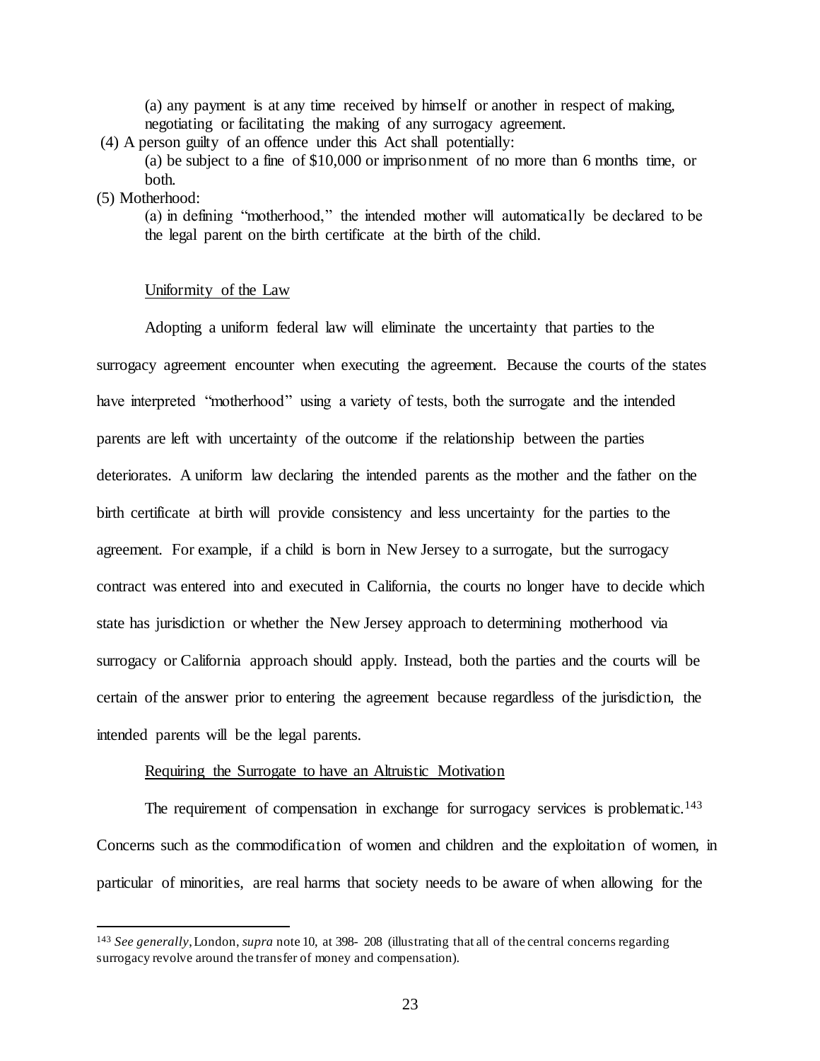(a) any payment is at any time received by himself or another in respect of making, negotiating or facilitating the making of any surrogacy agreement.

(4) A person guilty of an offence under this Act shall potentially:

(a) be subject to a fine of $10,000 or imprisonment of no more than 6 months time, or both.

(5) Motherhood:

(a) in defining "motherhood," the intended mother will automatically be declared to be the legal parent on the birth certificate at the birth of the child.

Uniformity of the Law

Adopting a uniform federal law will eliminate the uncertainty that parties to the surrogacy agreement encounter when executing the agreement. Because the courts of the states have interpreted "motherhood" using a variety of tests, both the surrogate and the intended parents are left with uncertainty of the outcome if the relationship between the parties deteriorates. A uniform law declaring the intended parents as the mother and the father on the birth certificate at birth will provide consistency and less uncertainty for the parties to the agreement. For example, if a child is born in New Jersey to a surrogate, but the surrogacy contract was entered into and executed in California, the courts no longer have to decide which state has jurisdiction or whether the New Jersey approach to determining motherhood via surrogacy or California approach should apply. Instead, both the parties and the courts will be certain of the answer prior to entering the agreement because regardless of the jurisdiction, the intended parents will be the legal parents.

Requiring the Surrogate to have an Altruistic Motivation

The requirement of compensation in exchange for surrogacy services is problematic.[143] Concerns such as the commodification of women and children and the exploitation of women, in particular of minorities, are real harms that society needs to be aware of when allowing for the

[143] *See generally*, London, *supra* note 10, at 398- 208 (illustrating that all of the central concerns regarding surrogacy revolve around the transfer of money and compensation).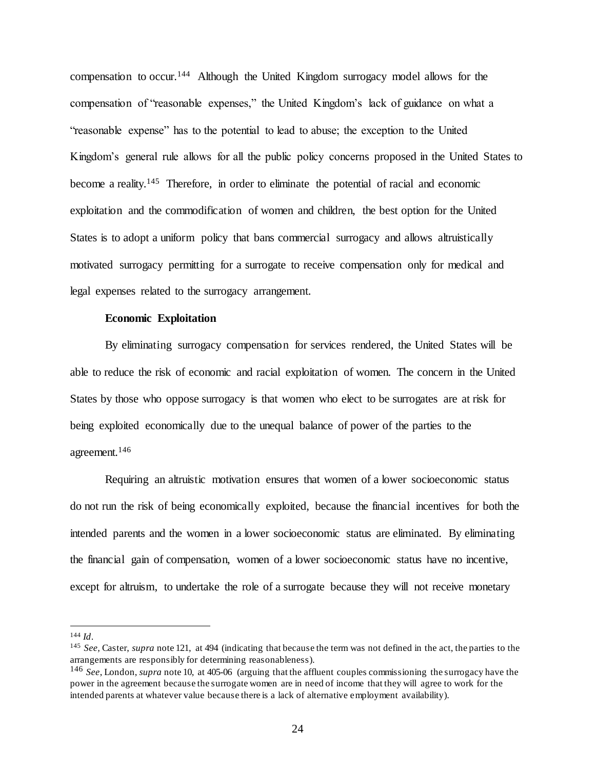compensation to occur.[144] Although the United Kingdom surrogacy model allows for the compensation of "reasonable expenses," the United Kingdom's lack of guidance on what a "reasonable expense" has to the potential to lead to abuse; the exception to the United Kingdom's general rule allows for all the public policy concerns proposed in the United States to become a reality.[145] Therefore, in order to eliminate the potential of racial and economic exploitation and the commodification of women and children, the best option for the United States is to adopt a uniform policy that bans commercial surrogacy and allows altruistically motivated surrogacy permitting for a surrogate to receive compensation only for medical and legal expenses related to the surrogacy arrangement.

**Economic Exploitation**

By eliminating surrogacy compensation for services rendered, the United States will be able to reduce the risk of economic and racial exploitation of women. The concern in the United States by those who oppose surrogacy is that women who elect to be surrogates are at risk for being exploited economically due to the unequal balance of power of the parties to the agreement.[146]

Requiring an altruistic motivation ensures that women of a lower socioeconomic status do not run the risk of being economically exploited, because the financial incentives for both the intended parents and the women in a lower socioeconomic status are eliminated. By eliminating the financial gain of compensation, women of a lower socioeconomic status have no incentive, except for altruism, to undertake the role of a surrogate because they will not receive monetary

---

[144] *Id*.

[145] *See,* Caster, *supra* note 121, at 494 (indicating that because the term was not defined in the act, the parties to the arrangements are responsibly for determining reasonableness).

[146] *See*, London, *supra* note 10, at 405-06 (arguing that the affluent couples commissioning the surrogacy have the power in the agreement because the surrogate women are in need of income that they will agree to work for the intended parents at whatever value because there is a lack of alternative employment availability).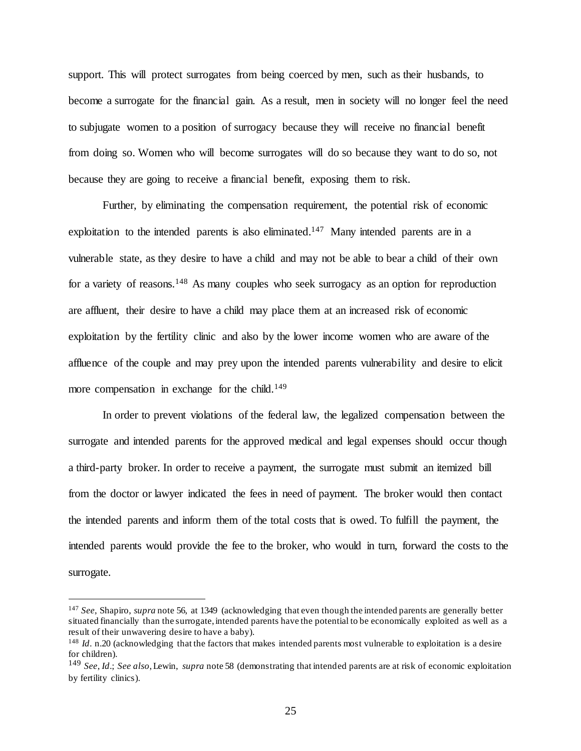support. This will protect surrogates from being coerced by men, such as their husbands, to become a surrogate for the financial gain. As a result, men in society will no longer feel the need to subjugate women to a position of surrogacy because they will receive no financial benefit from doing so. Women who will become surrogates will do so because they want to do so, not because they are going to receive a financial benefit, exposing them to risk.

Further, by eliminating the compensation requirement, the potential risk of economic exploitation to the intended parents is also eliminated.[147] Many intended parents are in a vulnerable state, as they desire to have a child and may not be able to bear a child of their own for a variety of reasons.[148] As many couples who seek surrogacy as an option for reproduction are affluent, their desire to have a child may place them at an increased risk of economic exploitation by the fertility clinic and also by the lower income women who are aware of the affluence of the couple and may prey upon the intended parents vulnerability and desire to elicit more compensation in exchange for the child.[149]

In order to prevent violations of the federal law, the legalized compensation between the surrogate and intended parents for the approved medical and legal expenses should occur though a third-party broker. In order to receive a payment, the surrogate must submit an itemized bill from the doctor or lawyer indicated the fees in need of payment. The broker would then contact the intended parents and inform them of the total costs that is owed. To fulfill the payment, the intended parents would provide the fee to the broker, who would in turn, forward the costs to the surrogate.

---

[147] *See*, Shapiro, *supra* note 56, at 1349 (acknowledging that even though the intended parents are generally better situated financially than the surrogate, intended parents have the potential to be economically exploited as well as a result of their unwavering desire to have a baby).

[148] *Id*. n.20 (acknowledging that the factors that makes intended parents most vulnerable to exploitation is a desire for children).

[149] *See*, *Id*.; *See also*, Lewin, *supra* note 58 (demonstrating that intended parents are at risk of economic exploitation by fertility clinics).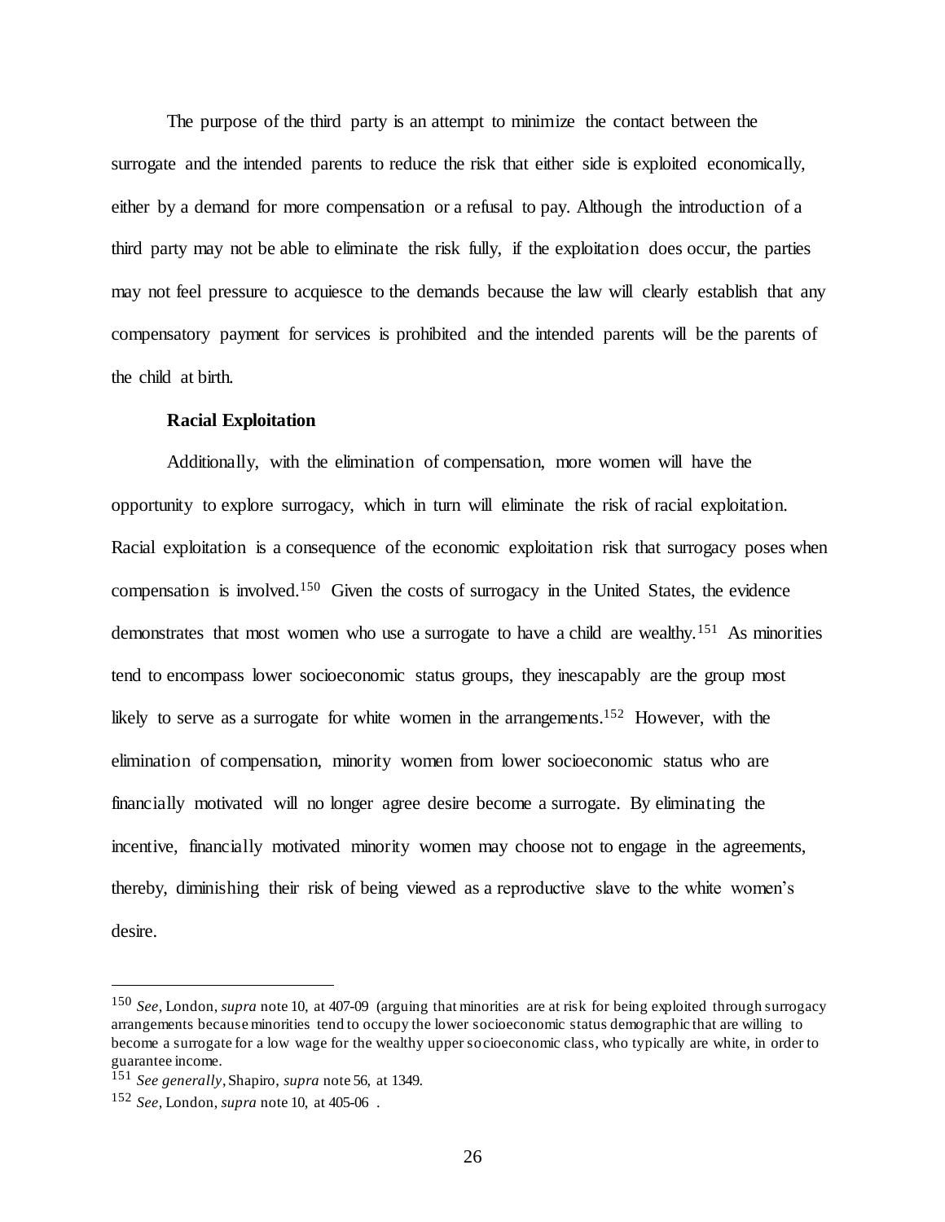The purpose of the third party is an attempt to minimize the contact between the surrogate and the intended parents to reduce the risk that either side is exploited economically, either by a demand for more compensation or a refusal to pay. Although the introduction of a third party may not be able to eliminate the risk fully, if the exploitation does occur, the parties may not feel pressure to acquiesce to the demands because the law will clearly establish that any compensatory payment for services is prohibited and the intended parents will be the parents of the child at birth.

**Racial Exploitation**

Additionally, with the elimination of compensation, more women will have the opportunity to explore surrogacy, which in turn will eliminate the risk of racial exploitation. Racial exploitation is a consequence of the economic exploitation risk that surrogacy poses when compensation is involved.[150] Given the costs of surrogacy in the United States, the evidence demonstrates that most women who use a surrogate to have a child are wealthy.[151] As minorities tend to encompass lower socioeconomic status groups, they inescapably are the group most likely to serve as a surrogate for white women in the arrangements.[152] However, with the elimination of compensation, minority women from lower socioeconomic status who are financially motivated will no longer agree desire become a surrogate. By eliminating the incentive, financially motivated minority women may choose not to engage in the agreements, thereby, diminishing their risk of being viewed as a reproductive slave to the white women's desire.

---

[150] *See*, London, *supra* note 10, at 407-09 (arguing that minorities are at risk for being exploited through surrogacy arrangements because minorities tend to occupy the lower socioeconomic status demographic that are willing to become a surrogate for a low wage for the wealthy upper socioeconomic class, who typically are white, in order to guarantee income.

[151] *See generally*, Shapiro, *supra* note 56, at 1349.

[152] *See*, London, *supra* note 10, at 405-06 .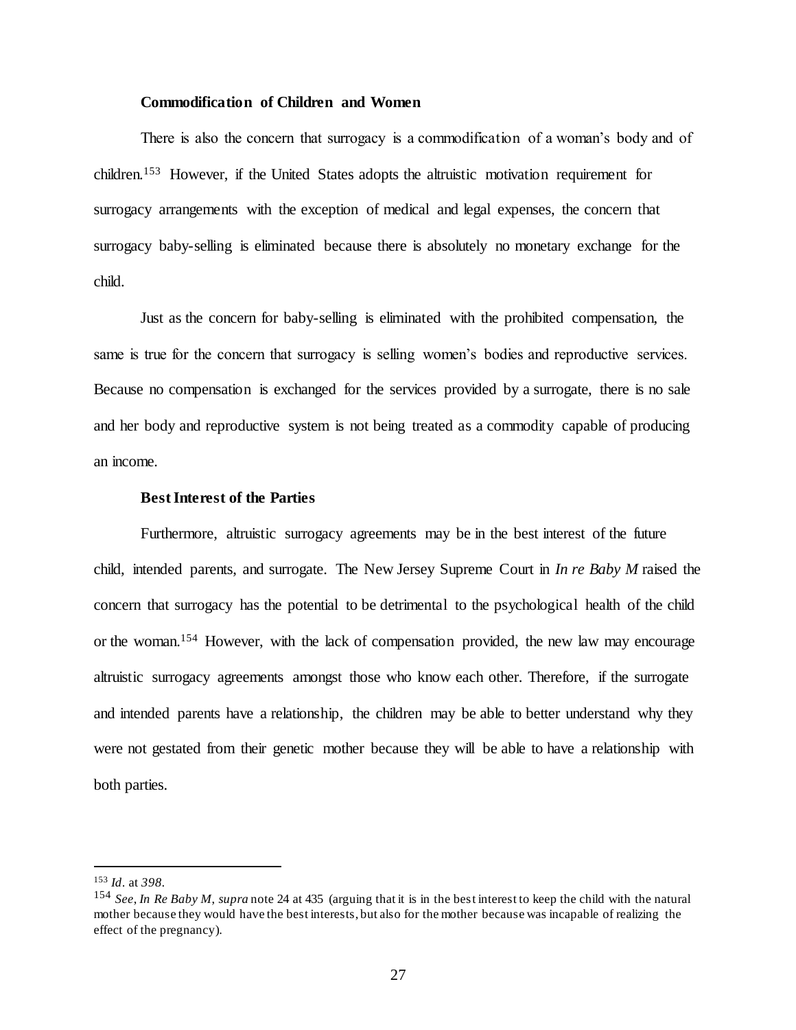**Commodification of Children and Women**

There is also the concern that surrogacy is a commodification of a woman's body and of children.[153] However, if the United States adopts the altruistic motivation requirement for surrogacy arrangements with the exception of medical and legal expenses, the concern that surrogacy baby-selling is eliminated because there is absolutely no monetary exchange for the child.

Just as the concern for baby-selling is eliminated with the prohibited compensation, the same is true for the concern that surrogacy is selling women's bodies and reproductive services. Because no compensation is exchanged for the services provided by a surrogate, there is no sale and her body and reproductive system is not being treated as a commodity capable of producing an income.

**Best Interest of the Parties**

Furthermore, altruistic surrogacy agreements may be in the best interest of the future child, intended parents, and surrogate. The New Jersey Supreme Court in *In re Baby M* raised the concern that surrogacy has the potential to be detrimental to the psychological health of the child or the woman.[154] However, with the lack of compensation provided, the new law may encourage altruistic surrogacy agreements amongst those who know each other. Therefore, if the surrogate and intended parents have a relationship, the children may be able to better understand why they were not gestated from their genetic mother because they will be able to have a relationship with both parties.

---

[153] *Id.* at *398*.

[154] *See, In Re Baby M, supra* note 24 at 435 (arguing that it is in the best interest to keep the child with the natural mother because they would have the best interests, but also for the mother because was incapable of realizing the effect of the pregnancy).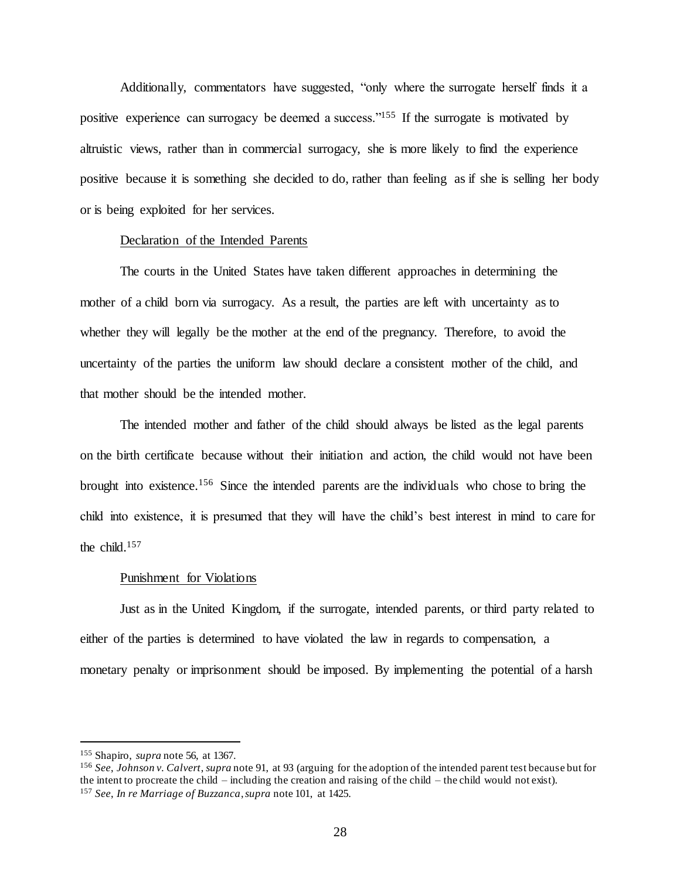Additionally, commentators have suggested, "only where the surrogate herself finds it a positive experience can surrogacy be deemed a success."[155] If the surrogate is motivated by altruistic views, rather than in commercial surrogacy, she is more likely to find the experience positive because it is something she decided to do, rather than feeling as if she is selling her body or is being exploited for her services.

<u>Declaration of the Intended Parents</u>

The courts in the United States have taken different approaches in determining the mother of a child born via surrogacy. As a result, the parties are left with uncertainty as to whether they will legally be the mother at the end of the pregnancy. Therefore, to avoid the uncertainty of the parties the uniform law should declare a consistent mother of the child, and that mother should be the intended mother.

The intended mother and father of the child should always be listed as the legal parents on the birth certificate because without their initiation and action, the child would not have been brought into existence.[156] Since the intended parents are the individuals who chose to bring the child into existence, it is presumed that they will have the child's best interest in mind to care for the child.[157]

<u>Punishment for Violations</u>

Just as in the United Kingdom, if the surrogate, intended parents, or third party related to either of the parties is determined to have violated the law in regards to compensation, a monetary penalty or imprisonment should be imposed. By implementing the potential of a harsh

---

[155] Shapiro, *supra* note 56, at 1367.

[156] *See, Johnson v. Calvert*, *supra* note 91, at 93 (arguing for the adoption of the intended parent test because but for the intent to procreate the child – including the creation and raising of the child – the child would not exist).

[157] *See, In re Marriage of Buzzanca*, *supra* note 101, at 1425.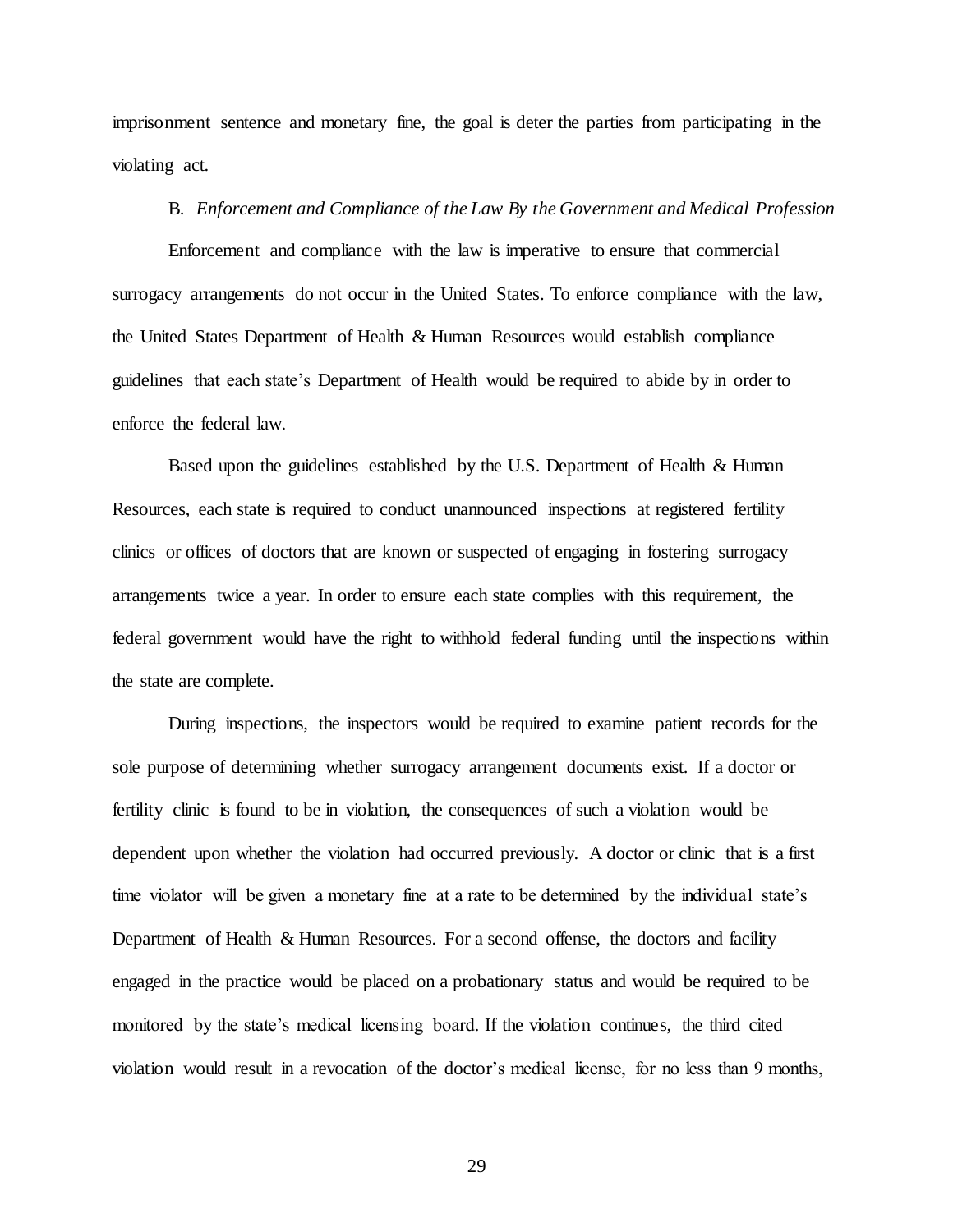imprisonment sentence and monetary fine, the goal is deter the parties from participating in the violating act.

### B. *Enforcement and Compliance of the Law By the Government and Medical Profession*

Enforcement and compliance with the law is imperative to ensure that commercial surrogacy arrangements do not occur in the United States. To enforce compliance with the law, the United States Department of Health & Human Resources would establish compliance guidelines that each state's Department of Health would be required to abide by in order to enforce the federal law.

Based upon the guidelines established by the U.S. Department of Health & Human Resources, each state is required to conduct unannounced inspections at registered fertility clinics or offices of doctors that are known or suspected of engaging in fostering surrogacy arrangements twice a year. In order to ensure each state complies with this requirement, the federal government would have the right to withhold federal funding until the inspections within the state are complete.

During inspections, the inspectors would be required to examine patient records for the sole purpose of determining whether surrogacy arrangement documents exist. If a doctor or fertility clinic is found to be in violation, the consequences of such a violation would be dependent upon whether the violation had occurred previously. A doctor or clinic that is a first time violator will be given a monetary fine at a rate to be determined by the individual state's Department of Health & Human Resources. For a second offense, the doctors and facility engaged in the practice would be placed on a probationary status and would be required to be monitored by the state's medical licensing board. If the violation continues, the third cited violation would result in a revocation of the doctor's medical license, for no less than 9 months,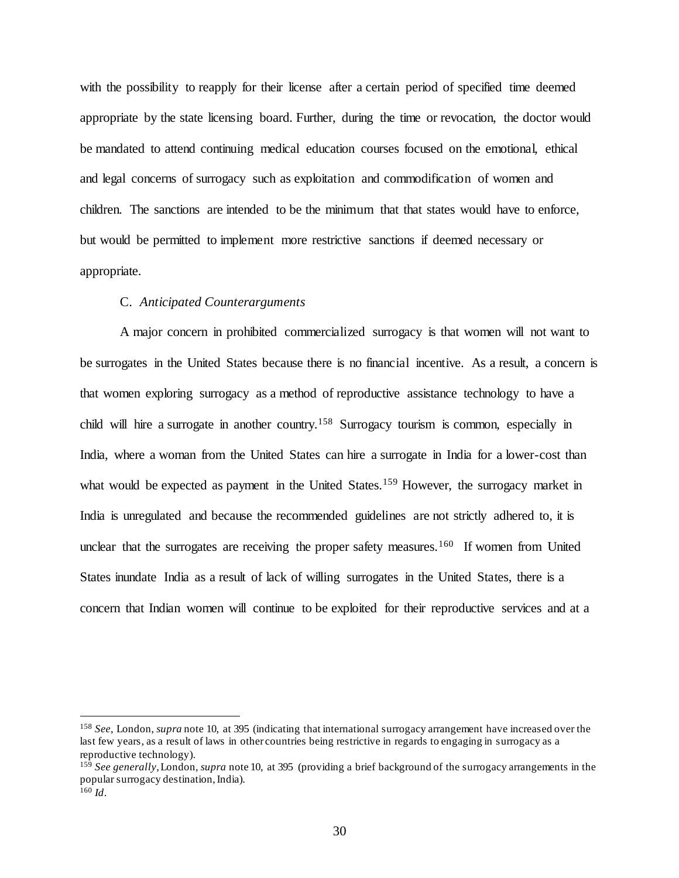with the possibility to reapply for their license after a certain period of specified time deemed appropriate by the state licensing board. Further, during the time or revocation, the doctor would be mandated to attend continuing medical education courses focused on the emotional, ethical and legal concerns of surrogacy such as exploitation and commodification of women and children. The sanctions are intended to be the minimum that that states would have to enforce, but would be permitted to implement more restrictive sanctions if deemed necessary or appropriate.

### C. *Anticipated Counterarguments*

A major concern in prohibited commercialized surrogacy is that women will not want to be surrogates in the United States because there is no financial incentive. As a result, a concern is that women exploring surrogacy as a method of reproductive assistance technology to have a child will hire a surrogate in another country.[158] Surrogacy tourism is common, especially in India, where a woman from the United States can hire a surrogate in India for a lower-cost than what would be expected as payment in the United States.[159] However, the surrogacy market in India is unregulated and because the recommended guidelines are not strictly adhered to, it is unclear that the surrogates are receiving the proper safety measures.[160] If women from United States inundate India as a result of lack of willing surrogates in the United States, there is a concern that Indian women will continue to be exploited for their reproductive services and at a

---

[158] *See*, London, *supra* note 10, at 395 (indicating that international surrogacy arrangement have increased over the last few years, as a result of laws in other countries being restrictive in regards to engaging in surrogacy as a reproductive technology).

[159] *See generally*, London, *supra* note 10, at 395 (providing a brief background of the surrogacy arrangements in the popular surrogacy destination, India).

[160] *Id*.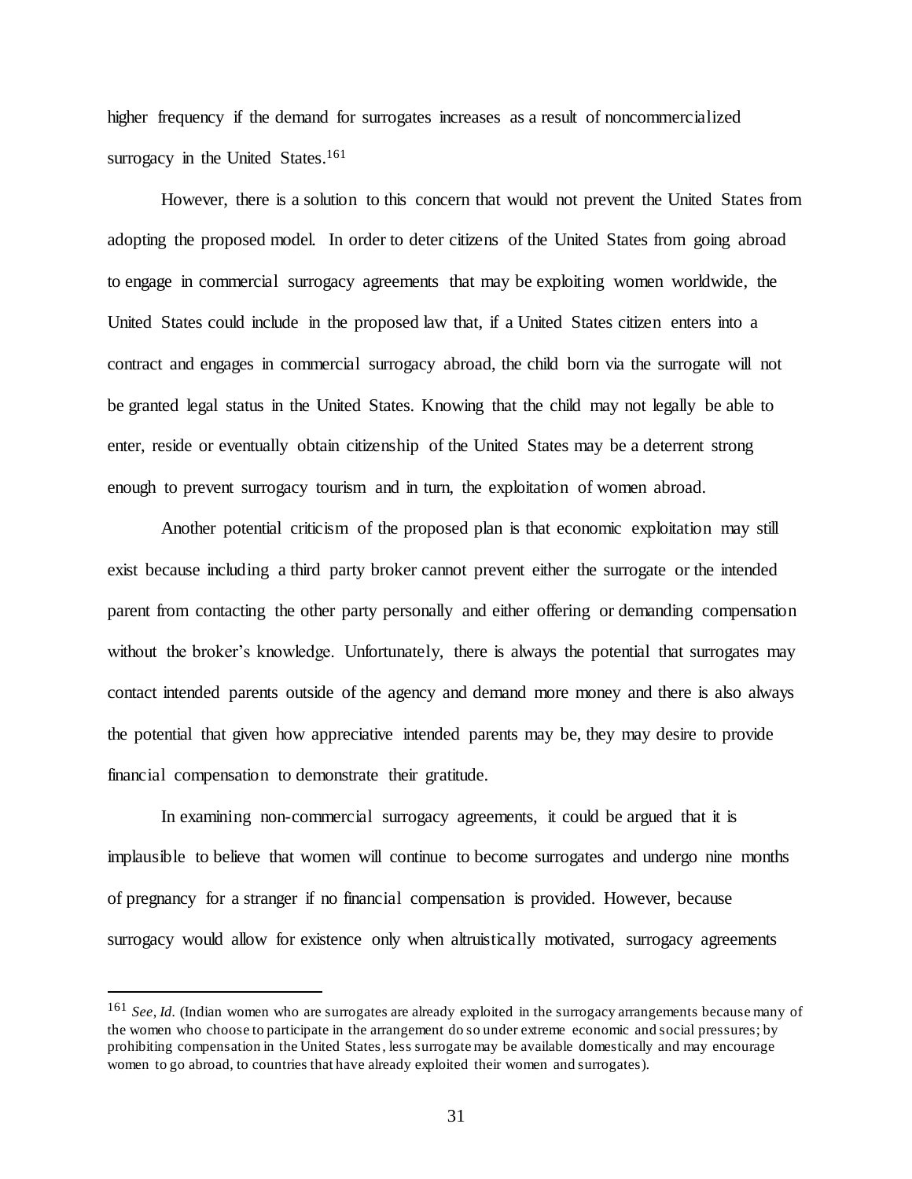higher frequency if the demand for surrogates increases as a result of noncommercialized surrogacy in the United States.[161]

However, there is a solution to this concern that would not prevent the United States from adopting the proposed model. In order to deter citizens of the United States from going abroad to engage in commercial surrogacy agreements that may be exploiting women worldwide, the United States could include in the proposed law that, if a United States citizen enters into a contract and engages in commercial surrogacy abroad, the child born via the surrogate will not be granted legal status in the United States. Knowing that the child may not legally be able to enter, reside or eventually obtain citizenship of the United States may be a deterrent strong enough to prevent surrogacy tourism and in turn, the exploitation of women abroad.

Another potential criticism of the proposed plan is that economic exploitation may still exist because including a third party broker cannot prevent either the surrogate or the intended parent from contacting the other party personally and either offering or demanding compensation without the broker's knowledge. Unfortunately, there is always the potential that surrogates may contact intended parents outside of the agency and demand more money and there is also always the potential that given how appreciative intended parents may be, they may desire to provide financial compensation to demonstrate their gratitude.

In examining non-commercial surrogacy agreements, it could be argued that it is implausible to believe that women will continue to become surrogates and undergo nine months of pregnancy for a stranger if no financial compensation is provided. However, because surrogacy would allow for existence only when altruistically motivated, surrogacy agreements

---

[161] *See, Id.* (Indian women who are surrogates are already exploited in the surrogacy arrangements because many of the women who choose to participate in the arrangement do so under extreme economic and social pressures; by prohibiting compensation in the United States, less surrogate may be available domestically and may encourage women to go abroad, to countries that have already exploited their women and surrogates).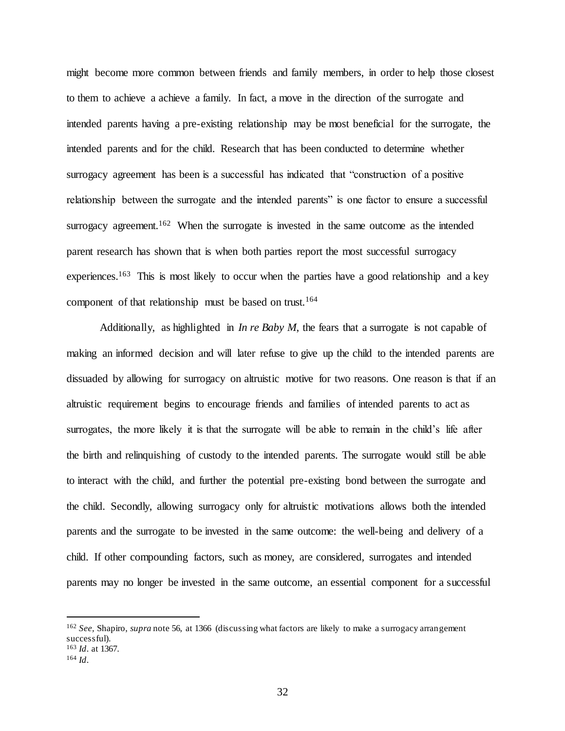might become more common between friends and family members, in order to help those closest to them to achieve a achieve a family. In fact, a move in the direction of the surrogate and intended parents having a pre-existing relationship may be most beneficial for the surrogate, the intended parents and for the child. Research that has been conducted to determine whether surrogacy agreement has been is a successful has indicated that "construction of a positive relationship between the surrogate and the intended parents" is one factor to ensure a successful surrogacy agreement.[162] When the surrogate is invested in the same outcome as the intended parent research has shown that is when both parties report the most successful surrogacy experiences.[163] This is most likely to occur when the parties have a good relationship and a key component of that relationship must be based on trust.[164]

Additionally, as highlighted in *In re Baby M*, the fears that a surrogate is not capable of making an informed decision and will later refuse to give up the child to the intended parents are dissuaded by allowing for surrogacy on altruistic motive for two reasons. One reason is that if an altruistic requirement begins to encourage friends and families of intended parents to act as surrogates, the more likely it is that the surrogate will be able to remain in the child's life after the birth and relinquishing of custody to the intended parents. The surrogate would still be able to interact with the child, and further the potential pre-existing bond between the surrogate and the child. Secondly, allowing surrogacy only for altruistic motivations allows both the intended parents and the surrogate to be invested in the same outcome: the well-being and delivery of a child. If other compounding factors, such as money, are considered, surrogates and intended parents may no longer be invested in the same outcome, an essential component for a successful

---

[162] *See,* Shapiro, *supra* note 56, at 1366 (discussing what factors are likely to make a surrogacy arrangement successful).

[163] *Id*. at 1367.

[164] *Id*.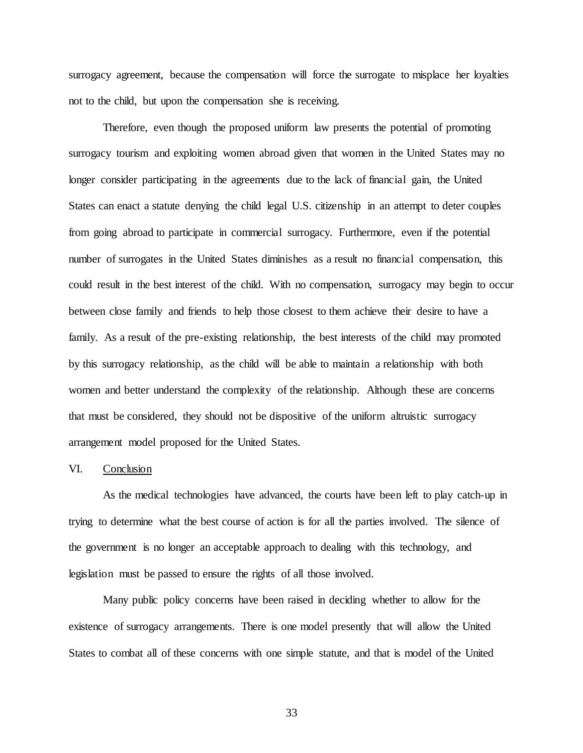surrogacy agreement, because the compensation will force the surrogate to misplace her loyalties not to the child, but upon the compensation she is receiving.

Therefore, even though the proposed uniform law presents the potential of promoting surrogacy tourism and exploiting women abroad given that women in the United States may no longer consider participating in the agreements due to the lack of financial gain, the United States can enact a statute denying the child legal U.S. citizenship in an attempt to deter couples from going abroad to participate in commercial surrogacy. Furthermore, even if the potential number of surrogates in the United States diminishes as a result no financial compensation, this could result in the best interest of the child. With no compensation, surrogacy may begin to occur between close family and friends to help those closest to them achieve their desire to have a family. As a result of the pre-existing relationship, the best interests of the child may promoted by this surrogacy relationship, as the child will be able to maintain a relationship with both women and better understand the complexity of the relationship. Although these are concerns that must be considered, they should not be dispositive of the uniform altruistic surrogacy arrangement model proposed for the United States.

## VI. Conclusion

As the medical technologies have advanced, the courts have been left to play catch-up in trying to determine what the best course of action is for all the parties involved. The silence of the government is no longer an acceptable approach to dealing with this technology, and legislation must be passed to ensure the rights of all those involved.

Many public policy concerns have been raised in deciding whether to allow for the existence of surrogacy arrangements. There is one model presently that will allow the United States to combat all of these concerns with one simple statute, and that is model of the United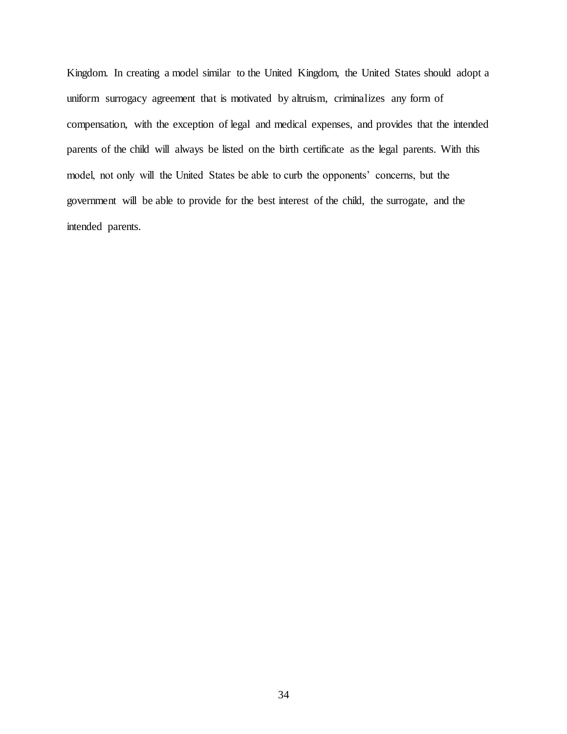Kingdom. In creating a model similar to the United Kingdom, the United States should adopt a uniform surrogacy agreement that is motivated by altruism, criminalizes any form of compensation, with the exception of legal and medical expenses, and provides that the intended parents of the child will always be listed on the birth certificate as the legal parents. With this model, not only will the United States be able to curb the opponents' concerns, but the government will be able to provide for the best interest of the child, the surrogate, and the intended parents.